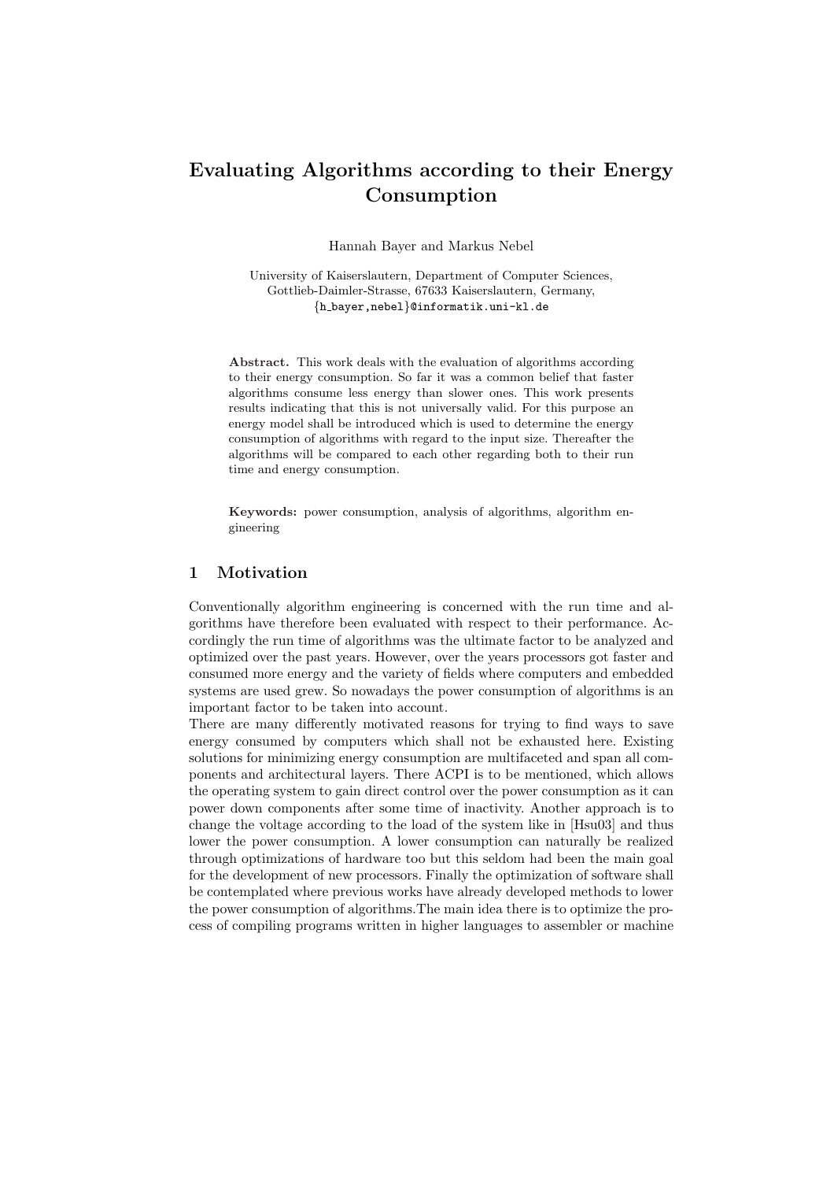# Evaluating Algorithms according to their Energy Consumption

Hannah Bayer and Markus Nebel

University of Kaiserslautern, Department of Computer Sciences,
Gottlieb-Daimler-Strasse, 67633 Kaiserslautern, Germany,
{h_bayer,nebel}@informatik.uni-kl.de

**Abstract.** This work deals with the evaluation of algorithms according to their energy consumption. So far it was a common belief that faster algorithms consume less energy than slower ones. This work presents results indicating that this is not universally valid. For this purpose an energy model shall be introduced which is used to determine the energy consumption of algorithms with regard to the input size. Thereafter the algorithms will be compared to each other regarding both to their run time and energy consumption.

**Keywords:** power consumption, analysis of algorithms, algorithm engineering

## 1 Motivation

Conventionally algorithm engineering is concerned with the run time and algorithms have therefore been evaluated with respect to their performance. Accordingly the run time of algorithms was the ultimate factor to be analyzed and optimized over the past years. However, over the years processors got faster and consumed more energy and the variety of fields where computers and embedded systems are used grew. So nowadays the power consumption of algorithms is an important factor to be taken into account.

There are many differently motivated reasons for trying to find ways to save energy consumed by computers which shall not be exhausted here. Existing solutions for minimizing energy consumption are multifaceted and span all components and architectural layers. There ACPI is to be mentioned, which allows the operating system to gain direct control over the power consumption as it can power down components after some time of inactivity. Another approach is to change the voltage according to the load of the system like in [Hsu03] and thus lower the power consumption. A lower consumption can naturally be realized through optimizations of hardware too but this seldom had been the main goal for the development of new processors. Finally the optimization of software shall be contemplated where previous works have already developed methods to lower the power consumption of algorithms.The main idea there is to optimize the process of compiling programs written in higher languages to assembler or machine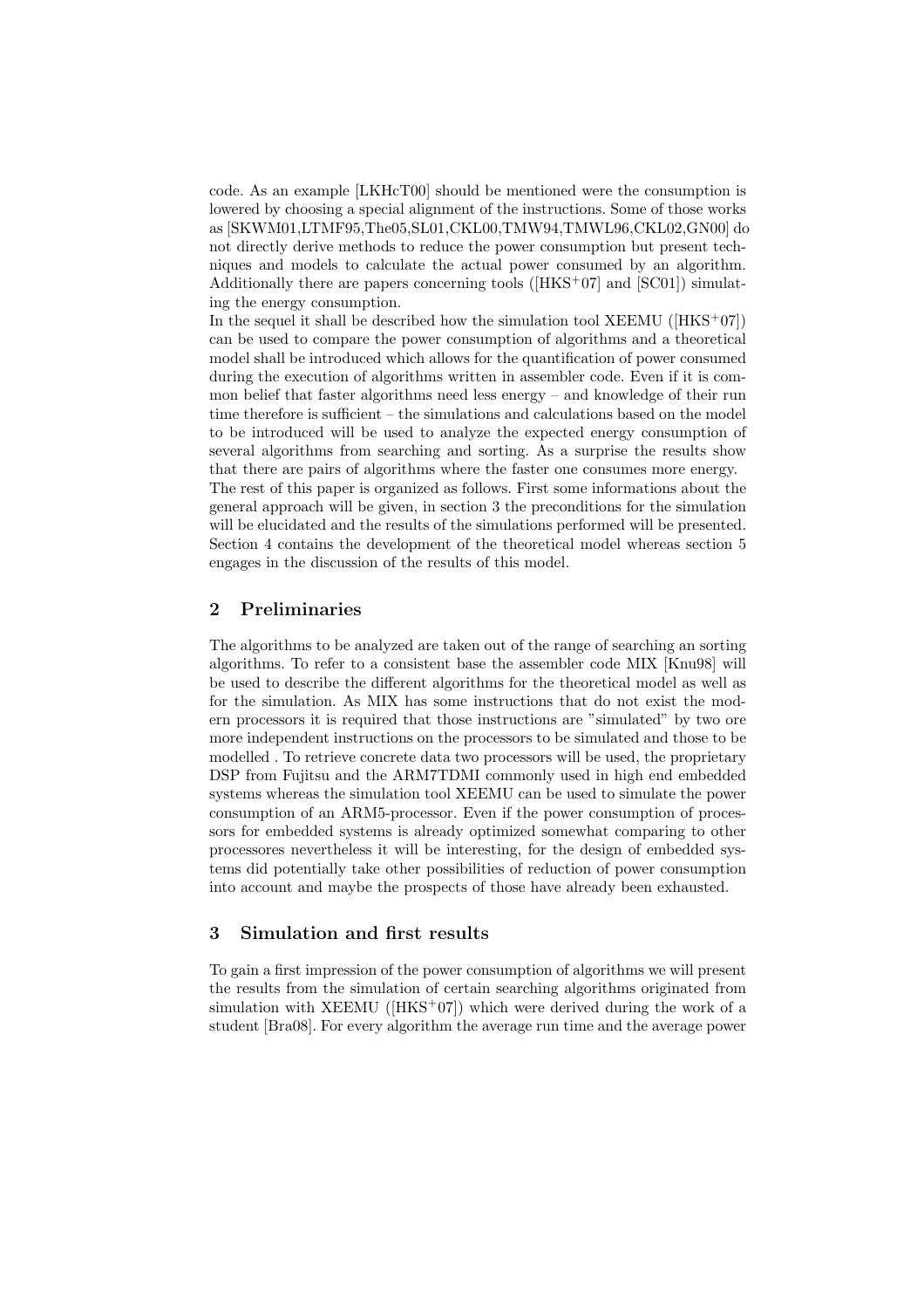code. As an example [LKHcT00] should be mentioned were the consumption is lowered by choosing a special alignment of the instructions. Some of those works as [SKWM01,LTMF95,The05,SL01,CKL00,TMW94,TMWL96,CKL02,GN00] do not directly derive methods to reduce the power consumption but present techniques and models to calculate the actual power consumed by an algorithm. Additionally there are papers concerning tools ([HKS+07] and [SC01]) simulating the energy consumption.

In the sequel it shall be described how the simulation tool XEEMU ([HKS+07]) can be used to compare the power consumption of algorithms and a theoretical model shall be introduced which allows for the quantification of power consumed during the execution of algorithms written in assembler code. Even if it is common belief that faster algorithms need less energy – and knowledge of their run time therefore is sufficient – the simulations and calculations based on the model to be introduced will be used to analyze the expected energy consumption of several algorithms from searching and sorting. As a surprise the results show that there are pairs of algorithms where the faster one consumes more energy.

The rest of this paper is organized as follows. First some informations about the general approach will be given, in section 3 the preconditions for the simulation will be elucidated and the results of the simulations performed will be presented. Section 4 contains the development of the theoretical model whereas section 5 engages in the discussion of the results of this model.

## 2 Preliminaries

The algorithms to be analyzed are taken out of the range of searching an sorting algorithms. To refer to a consistent base the assembler code MIX [Knu98] will be used to describe the different algorithms for the theoretical model as well as for the simulation. As MIX has some instructions that do not exist the modern processors it is required that those instructions are "simulated" by two ore more independent instructions on the processors to be simulated and those to be modelled . To retrieve concrete data two processors will be used, the proprietary DSP from Fujitsu and the ARM7TDMI commonly used in high end embedded systems whereas the simulation tool XEEMU can be used to simulate the power consumption of an ARM5-processor. Even if the power consumption of processors for embedded systems is already optimized somewhat comparing to other processores nevertheless it will be interesting, for the design of embedded systems did potentially take other possibilities of reduction of power consumption into account and maybe the prospects of those have already been exhausted.

## 3 Simulation and first results

To gain a first impression of the power consumption of algorithms we will present the results from the simulation of certain searching algorithms originated from simulation with XEEMU ([HKS+07]) which were derived during the work of a student [Bra08]. For every algorithm the average run time and the average power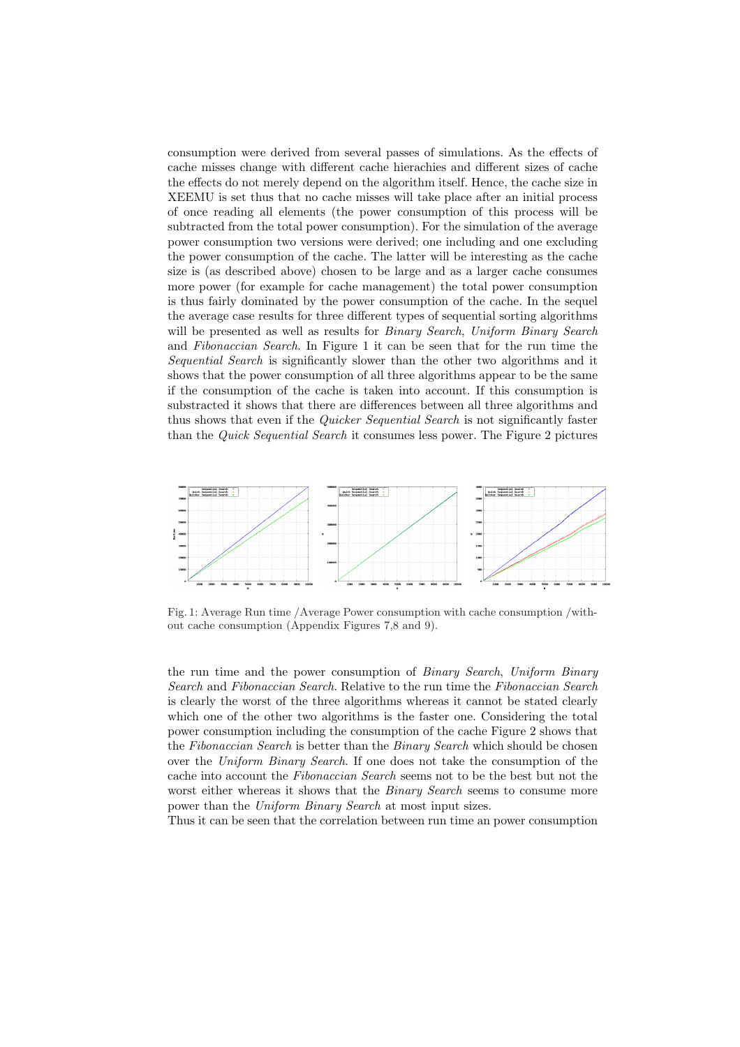consumption were derived from several passes of simulations. As the effects of cache misses change with different cache hierachies and different sizes of cache the effects do not merely depend on the algorithm itself. Hence, the cache size in XEEMU is set thus that no cache misses will take place after an initial process of once reading all elements (the power consumption of this process will be subtracted from the total power consumption). For the simulation of the average power consumption two versions were derived; one including and one excluding the power consumption of the cache. The latter will be interesting as the cache size is (as described above) chosen to be large and as a larger cache consumes more power (for example for cache management) the total power consumption is thus fairly dominated by the power consumption of the cache. In the sequel the average case results for three different types of sequential sorting algorithms will be presented as well as results for *Binary Search*, *Uniform Binary Search* and *Fibonaccian Search*. In Figure 1 it can be seen that for the run time the *Sequential Search* is significantly slower than the other two algorithms and it shows that the power consumption of all three algorithms appear to be the same if the consumption of the cache is taken into account. If this consumption is substracted it shows that there are differences between all three algorithms and thus shows that even if the *Quicker Sequential Search* is not significantly faster than the *Quick Sequential Search* it consumes less power. The Figure 2 pictures

Fig. 1: Average Run time /Average Power consumption with cache consumption /without cache consumption (Appendix Figures 7,8 and 9).

the run time and the power consumption of *Binary Search*, *Uniform Binary Search* and *Fibonaccian Search*. Relative to the run time the *Fibonaccian Search* is clearly the worst of the three algorithms whereas it cannot be stated clearly which one of the other two algorithms is the faster one. Considering the total power consumption including the consumption of the cache Figure 2 shows that the *Fibonaccian Search* is better than the *Binary Search* which should be chosen over the *Uniform Binary Search*. If one does not take the consumption of the cache into account the *Fibonaccian Search* seems not to be the best but not the worst either whereas it shows that the *Binary Search* seems to consume more power than the *Uniform Binary Search* at most input sizes.
Thus it can be seen that the correlation between run time an power consumption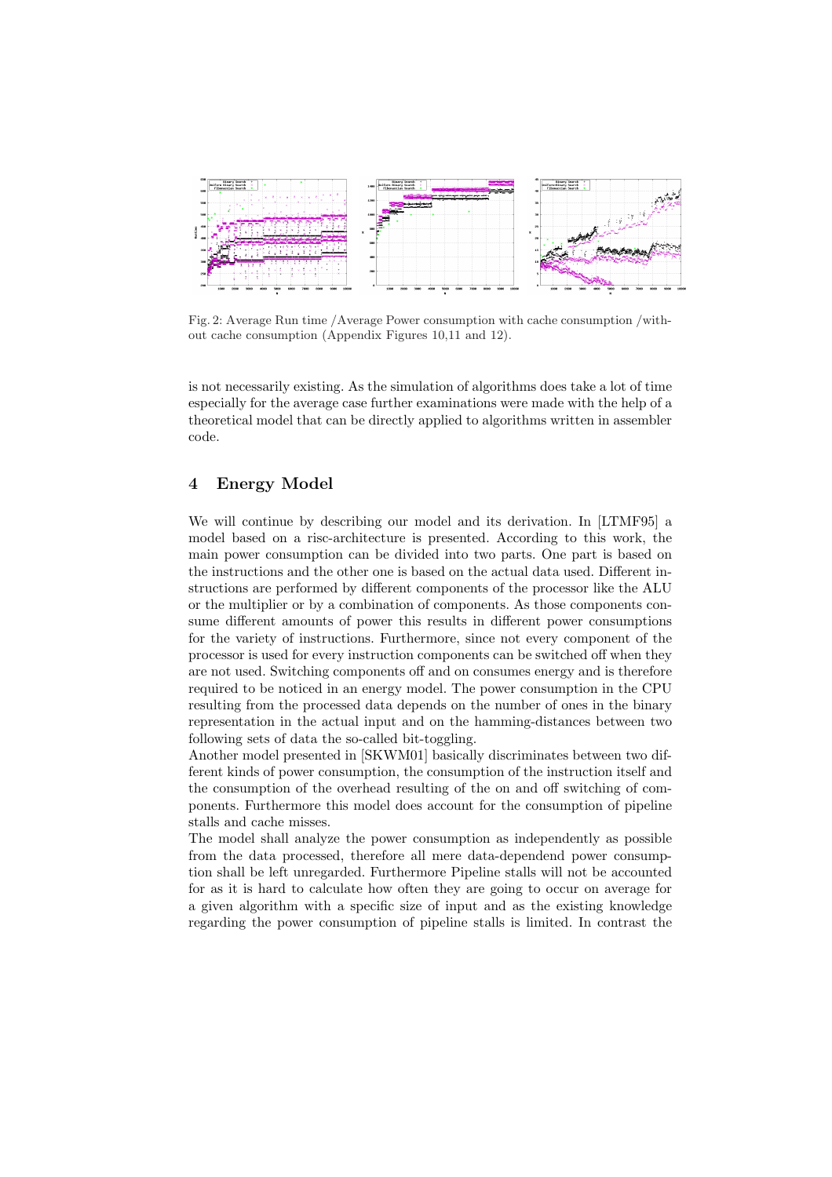Fig. 2: Average Run time /Average Power consumption with cache consumption /without cache consumption (Appendix Figures 10,11 and 12).

is not necessarily existing. As the simulation of algorithms does take a lot of time especially for the average case further examinations were made with the help of a theoretical model that can be directly applied to algorithms written in assembler code.

## 4 Energy Model

We will continue by describing our model and its derivation. In [LTMF95] a model based on a risc-architecture is presented. According to this work, the main power consumption can be divided into two parts. One part is based on the instructions and the other one is based on the actual data used. Different instructions are performed by different components of the processor like the ALU or the multiplier or by a combination of components. As those components consume different amounts of power this results in different power consumptions for the variety of instructions. Furthermore, since not every component of the processor is used for every instruction components can be switched off when they are not used. Switching components off and on consumes energy and is therefore required to be noticed in an energy model. The power consumption in the CPU resulting from the processed data depends on the number of ones in the binary representation in the actual input and on the hamming-distances between two following sets of data the so-called bit-toggling.
Another model presented in [SKWM01] basically discriminates between two different kinds of power consumption, the consumption of the instruction itself and the consumption of the overhead resulting of the on and off switching of components. Furthermore this model does account for the consumption of pipeline stalls and cache misses.
The model shall analyze the power consumption as independently as possible from the data processed, therefore all mere data-dependend power consumption shall be left unregarded. Furthermore Pipeline stalls will not be accounted for as it is hard to calculate how often they are going to occur on average for a given algorithm with a specific size of input and as the existing knowledge regarding the power consumption of pipeline stalls is limited. In contrast the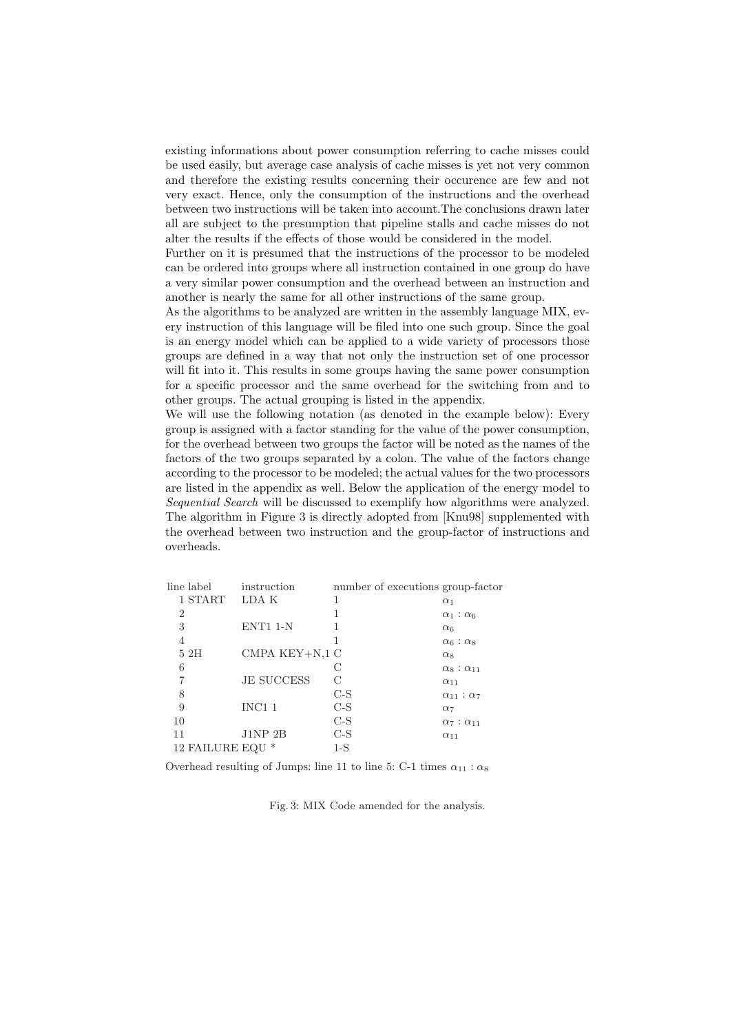existing informations about power consumption referring to cache misses could be used easily, but average case analysis of cache misses is yet not very common and therefore the existing results concerning their occurence are few and not very exact. Hence, only the consumption of the instructions and the overhead between two instructions will be taken into account.The conclusions drawn later all are subject to the presumption that pipeline stalls and cache misses do not alter the results if the effects of those would be considered in the model.
Further on it is presumed that the instructions of the processor to be modeled can be ordered into groups where all instruction contained in one group do have a very similar power consumption and the overhead between an instruction and another is nearly the same for all other instructions of the same group.
As the algorithms to be analyzed are written in the assembly language MIX, every instruction of this language will be filed into one such group. Since the goal is an energy model which can be applied to a wide variety of processors those groups are defined in a way that not only the instruction set of one processor will fit into it. This results in some groups having the same power consumption for a specific processor and the same overhead for the switching from and to other groups. The actual grouping is listed in the appendix.
We will use the following notation (as denoted in the example below): Every group is assigned with a factor standing for the value of the power consumption, for the overhead between two groups the factor will be noted as the names of the factors of the two groups separated by a colon. The value of the factors change according to the processor to be modeled; the actual values for the two processors are listed in the appendix as well. Below the application of the energy model to *Sequential Search* will be discussed to exemplify how algorithms were analyzed. The algorithm in Figure 3 is directly adopted from [Knu98] supplemented with the overhead between two instruction and the group-factor of instructions and overheads.

| line | label | instruction | number of executions | group-factor |
|---|---|---|---|---|
| 1 | START | LDA K | 1 | $\alpha_1$ |
| 2 | | | 1 | $\alpha_1 : \alpha_6$ |
| 3 | | ENT1 1-N | 1 | $\alpha_6$ |
| 4 | | | 1 | $\alpha_6 : \alpha_8$ |
| 5 | 2H | CMPA KEY+N,1 | C | $\alpha_8$ |
| 6 | | | C | $\alpha_8 : \alpha_{11}$ |
| 7 | | JE SUCCESS | C | $\alpha_{11}$ |
| 8 | | | C-S | $\alpha_{11} : \alpha_7$ |
| 9 | | INC1 1 | C-S | $\alpha_7$ |
| 10 | | | C-S | $\alpha_7 : \alpha_{11}$ |
| 11 | | J1NP 2B | C-S | $\alpha_{11}$ |
| 12 | FAILURE | EQU * | 1-S | |

Overhead resulting of Jumps: line 11 to line 5: C-1 times $\alpha_{11} : \alpha_8$

Fig. 3: MIX Code amended for the analysis.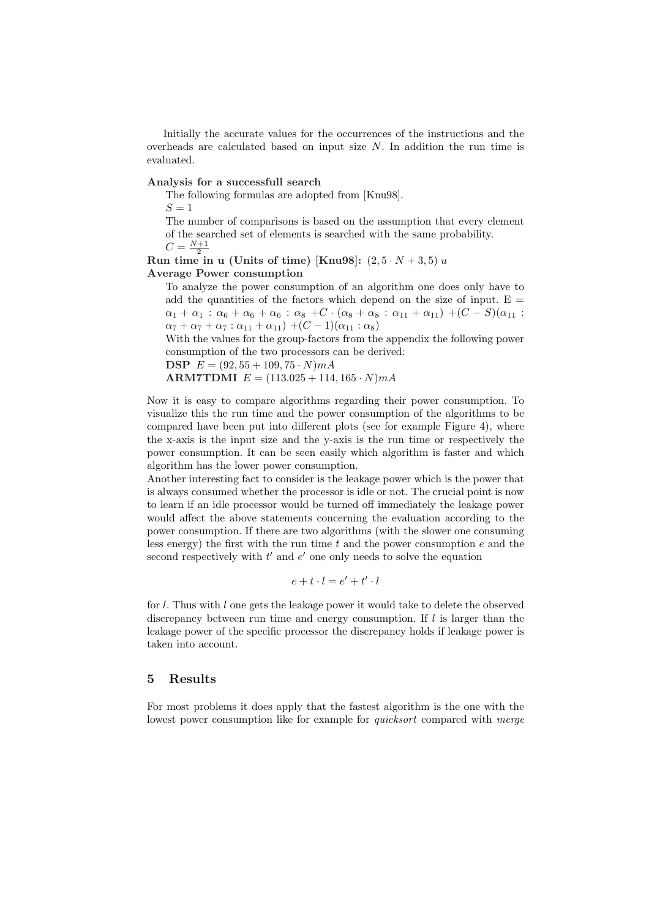Initially the accurate values for the occurrences of the instructions and the overheads are calculated based on input size $N$. In addition the run time is evaluated.

**Analysis for a successfull search**

The following formulas are adopted from [Knu98].

$S = 1$

The number of comparisons is based on the assumption that every element of the searched set of elements is searched with the same probability.

$C = \frac{N+1}{2}$

**Run time in u (Units of time) [Knu98]:** $(2,5 \cdot N + 3,5)\ u$

**Average Power consumption**

To analyze the power consumption of an algorithm one does only have to add the quantities of the factors which depend on the size of input. E $= \alpha_1 + \alpha_1 : \alpha_6 + \alpha_6 + \alpha_6 : \alpha_8 + C \cdot (\alpha_8 + \alpha_8 : \alpha_{11} + \alpha_{11}) + (C - S)(\alpha_{11} : \alpha_7 + \alpha_7 + \alpha_7 : \alpha_{11} + \alpha_{11}) + (C - 1)(\alpha_{11} : \alpha_8)$

With the values for the group-factors from the appendix the following power consumption of the two processors can be derived:

**DSP** $E = (92,55 + 109,75 \cdot N)mA$

**ARM7TDMI** $E = (113.025 + 114,165 \cdot N)mA$

Now it is easy to compare algorithms regarding their power consumption. To visualize this the run time and the power consumption of the algorithms to be compared have been put into different plots (see for example Figure 4), where the x-axis is the input size and the y-axis is the run time or respectively the power consumption. It can be seen easily which algorithm is faster and which algorithm has the lower power consumption.

Another interesting fact to consider is the leakage power which is the power that is always consumed whether the processor is idle or not. The crucial point is now to learn if an idle processor would be turned off immediately the leakage power would affect the above statements concerning the evaluation according to the power consumption. If there are two algorithms (with the slower one consuming less energy) the first with the run time $t$ and the power consumption $e$ and the second respectively with $t'$ and $e'$ one only needs to solve the equation

$$e + t \cdot l = e' + t' \cdot l$$

for $l$. Thus with $l$ one gets the leakage power it would take to delete the observed discrepancy between run time and energy consumption. If $l$ is larger than the leakage power of the specific processor the discrepancy holds if leakage power is taken into account.

## 5 Results

For most problems it does apply that the fastest algorithm is the one with the lowest power consumption like for example for *quicksort* compared with *merge*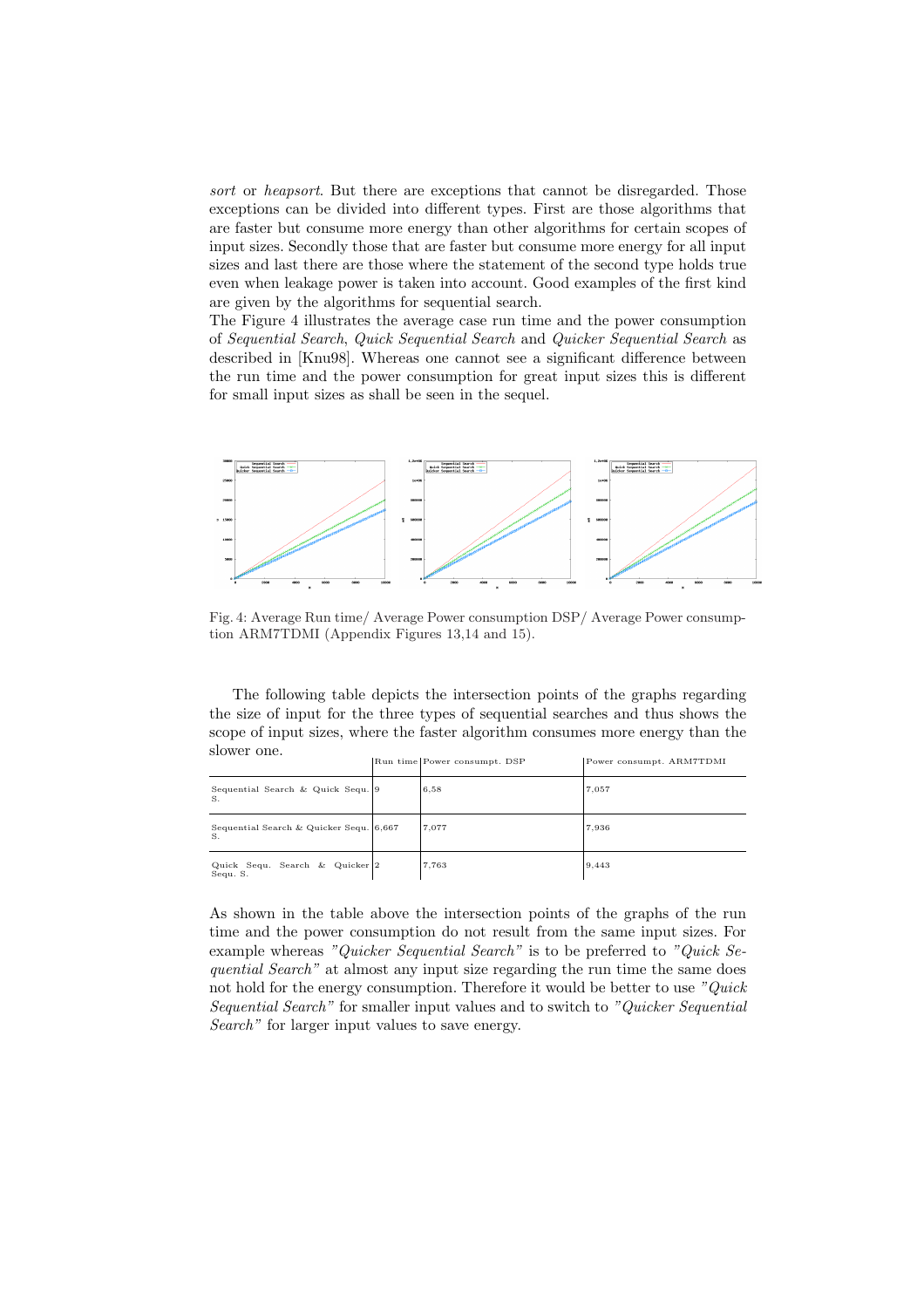*sort* or *heapsort*. But there are exceptions that cannot be disregarded. Those exceptions can be divided into different types. First are those algorithms that are faster but consume more energy than other algorithms for certain scopes of input sizes. Secondly those that are faster but consume more energy for all input sizes and last there are those where the statement of the second type holds true even when leakage power is taken into account. Good examples of the first kind are given by the algorithms for sequential search.

The Figure 4 illustrates the average case run time and the power consumption of *Sequential Search*, *Quick Sequential Search* and *Quicker Sequential Search* as described in [Knu98]. Whereas one cannot see a significant difference between the run time and the power consumption for great input sizes this is different for small input sizes as shall be seen in the sequel.

Fig. 4: Average Run time/ Average Power consumption DSP/ Average Power consumption ARM7TDMI (Appendix Figures 13,14 and 15).

The following table depicts the intersection points of the graphs regarding the size of input for the three types of sequential searches and thus shows the scope of input sizes, where the faster algorithm consumes more energy than the slower one.

| | Run time | Power consumpt. DSP | Power consumpt. ARM7TDMI |
|---|---|---|---|
| Sequential Search & Quick Sequ. S. | 9 | 6,58 | 7,057 |
| Sequential Search & Quicker Sequ. S. | 6,667 | 7,077 | 7,936 |
| Quick Sequ. Search & Quicker Sequ. S. | 2 | 7,763 | 9,443 |

As shown in the table above the intersection points of the graphs of the run time and the power consumption do not result from the same input sizes. For example whereas *"Quicker Sequential Search"* is to be preferred to *"Quick Sequential Search"* at almost any input size regarding the run time the same does not hold for the energy consumption. Therefore it would be better to use *"Quick Sequential Search"* for smaller input values and to switch to *"Quicker Sequential Search"* for larger input values to save energy.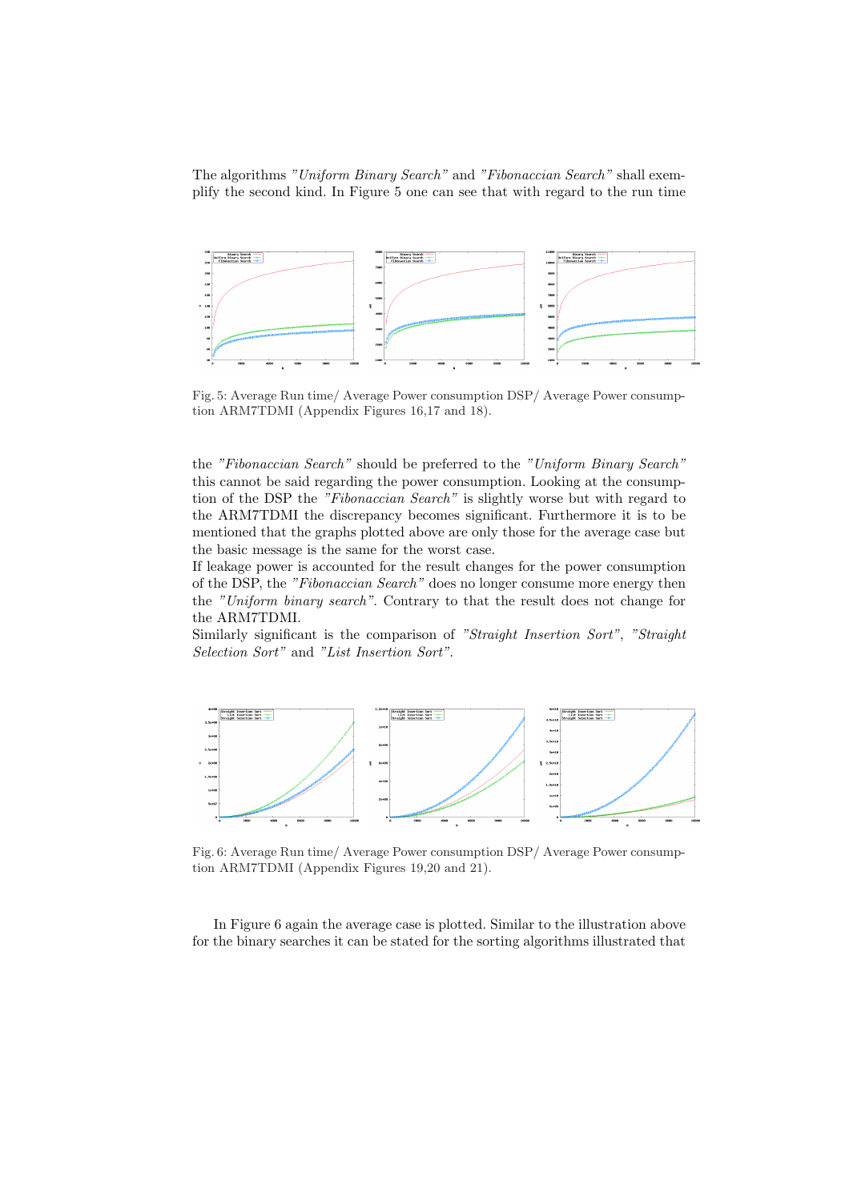The algorithms *"Uniform Binary Search"* and *"Fibonaccian Search"* shall exemplify the second kind. In Figure 5 one can see that with regard to the run time

Fig. 5: Average Run time/ Average Power consumption DSP/ Average Power consumption ARM7TDMI (Appendix Figures 16,17 and 18).

the *"Fibonaccian Search"* should be preferred to the *"Uniform Binary Search"* this cannot be said regarding the power consumption. Looking at the consumption of the DSP the *"Fibonaccian Search"* is slightly worse but with regard to the ARM7TDMI the discrepancy becomes significant. Furthermore it is to be mentioned that the graphs plotted above are only those for the average case but the basic message is the same for the worst case.

If leakage power is accounted for the result changes for the power consumption of the DSP, the *"Fibonaccian Search"* does no longer consume more energy then the *"Uniform binary search"*. Contrary to that the result does not change for the ARM7TDMI.

Similarly significant is the comparison of *"Straight Insertion Sort"*, *"Straight Selection Sort"* and *"List Insertion Sort"*.

Fig. 6: Average Run time/ Average Power consumption DSP/ Average Power consumption ARM7TDMI (Appendix Figures 19,20 and 21).

In Figure 6 again the average case is plotted. Similar to the illustration above for the binary searches it can be stated for the sorting algorithms illustrated that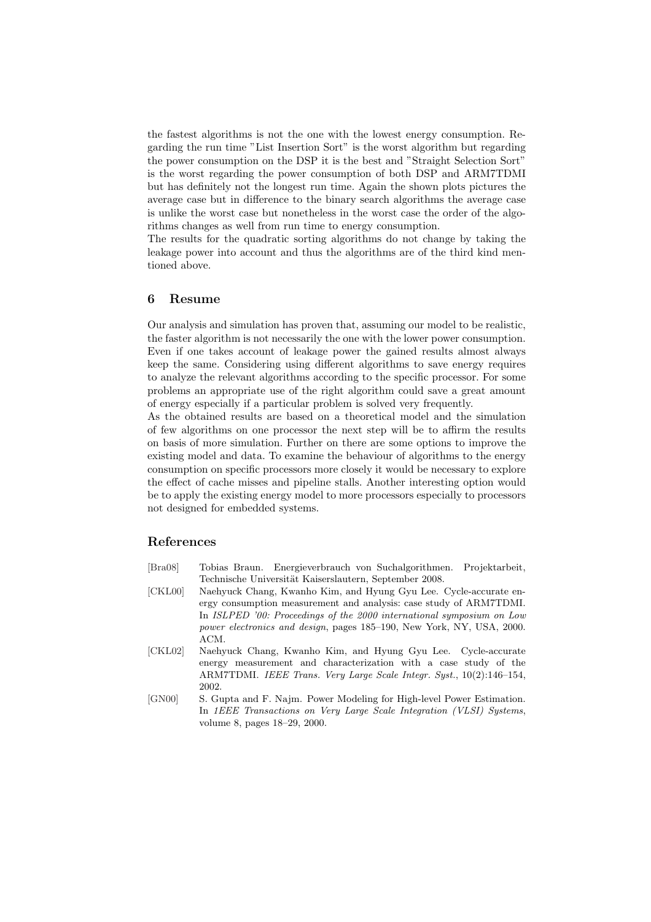the fastest algorithms is not the one with the lowest energy consumption. Regarding the run time "List Insertion Sort" is the worst algorithm but regarding the power consumption on the DSP it is the best and "Straight Selection Sort" is the worst regarding the power consumption of both DSP and ARM7TDMI but has definitely not the longest run time. Again the shown plots pictures the average case but in difference to the binary search algorithms the average case is unlike the worst case but nonetheless in the worst case the order of the algorithms changes as well from run time to energy consumption.
The results for the quadratic sorting algorithms do not change by taking the leakage power into account and thus the algorithms are of the third kind mentioned above.

## 6 Resume

Our analysis and simulation has proven that, assuming our model to be realistic, the faster algorithm is not necessarily the one with the lower power consumption. Even if one takes account of leakage power the gained results almost always keep the same. Considering using different algorithms to save energy requires to analyze the relevant algorithms according to the specific processor. For some problems an appropriate use of the right algorithm could save a great amount of energy especially if a particular problem is solved very frequently.
As the obtained results are based on a theoretical model and the simulation of few algorithms on one processor the next step will be to affirm the results on basis of more simulation. Further on there are some options to improve the existing model and data. To examine the behaviour of algorithms to the energy consumption on specific processors more closely it would be necessary to explore the effect of cache misses and pipeline stalls. Another interesting option would be to apply the existing energy model to more processors especially to processors not designed for embedded systems.

## References

[Bra08] Tobias Braun. Energieverbrauch von Suchalgorithmen. Projektarbeit, Technische Universität Kaiserslautern, September 2008.

[CKL00] Naehyuck Chang, Kwanho Kim, and Hyung Gyu Lee. Cycle-accurate energy consumption measurement and analysis: case study of ARM7TDMI. In *ISLPED '00: Proceedings of the 2000 international symposium on Low power electronics and design*, pages 185–190, New York, NY, USA, 2000. ACM.

[CKL02] Naehyuck Chang, Kwanho Kim, and Hyung Gyu Lee. Cycle-accurate energy measurement and characterization with a case study of the ARM7TDMI. *IEEE Trans. Very Large Scale Integr. Syst.*, 10(2):146–154, 2002.

[GN00] S. Gupta and F. Najm. Power Modeling for High-level Power Estimation. In *1EEE Transactions on Very Large Scale Integration (VLSI) Systems*, volume 8, pages 18–29, 2000.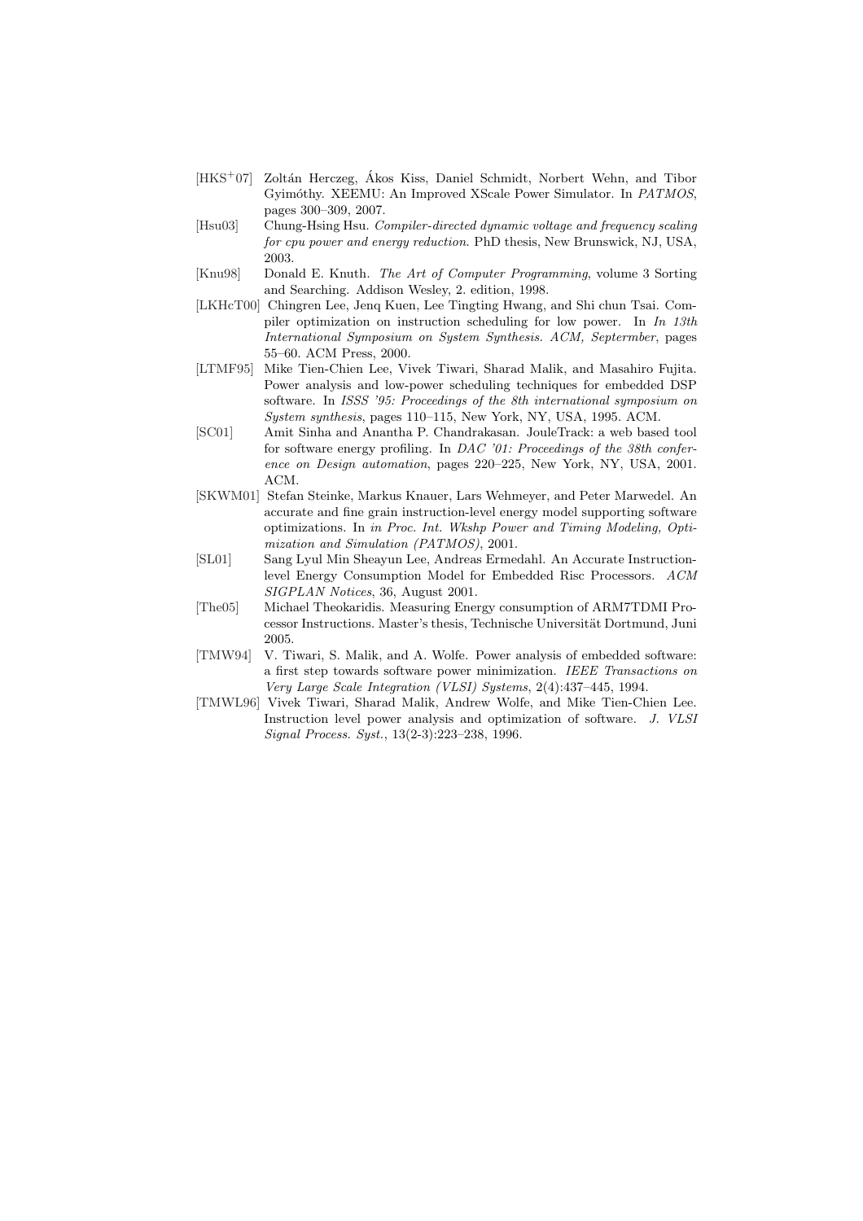[HKS+07] Zoltán Herczeg, Ákos Kiss, Daniel Schmidt, Norbert Wehn, and Tibor Gyimóthy. XEEMU: An Improved XScale Power Simulator. In *PATMOS*, pages 300–309, 2007.

[Hsu03] Chung-Hsing Hsu. *Compiler-directed dynamic voltage and frequency scaling for cpu power and energy reduction*. PhD thesis, New Brunswick, NJ, USA, 2003.

[Knu98] Donald E. Knuth. *The Art of Computer Programming*, volume 3 Sorting and Searching. Addison Wesley, 2. edition, 1998.

[LKHcT00] Chingren Lee, Jenq Kuen, Lee Tingting Hwang, and Shi chun Tsai. Compiler optimization on instruction scheduling for low power. In *In 13th International Symposium on System Synthesis. ACM, Septermber*, pages 55–60. ACM Press, 2000.

[LTMF95] Mike Tien-Chien Lee, Vivek Tiwari, Sharad Malik, and Masahiro Fujita. Power analysis and low-power scheduling techniques for embedded DSP software. In *ISSS '95: Proceedings of the 8th international symposium on System synthesis*, pages 110–115, New York, NY, USA, 1995. ACM.

[SC01] Amit Sinha and Anantha P. Chandrakasan. JouleTrack: a web based tool for software energy profiling. In *DAC '01: Proceedings of the 38th conference on Design automation*, pages 220–225, New York, NY, USA, 2001. ACM.

[SKWM01] Stefan Steinke, Markus Knauer, Lars Wehmeyer, and Peter Marwedel. An accurate and fine grain instruction-level energy model supporting software optimizations. In *in Proc. Int. Wkshp Power and Timing Modeling, Optimization and Simulation (PATMOS)*, 2001.

[SL01] Sang Lyul Min Sheayun Lee, Andreas Ermedahl. An Accurate Instruction-level Energy Consumption Model for Embedded Risc Processors. *ACM SIGPLAN Notices*, 36, August 2001.

[The05] Michael Theokaridis. Measuring Energy consumption of ARM7TDMI Processor Instructions. Master's thesis, Technische Universität Dortmund, Juni 2005.

[TMW94] V. Tiwari, S. Malik, and A. Wolfe. Power analysis of embedded software: a first step towards software power minimization. *IEEE Transactions on Very Large Scale Integration (VLSI) Systems*, 2(4):437–445, 1994.

[TMWL96] Vivek Tiwari, Sharad Malik, Andrew Wolfe, and Mike Tien-Chien Lee. Instruction level power analysis and optimization of software. *J. VLSI Signal Process. Syst.*, 13(2-3):223–238, 1996.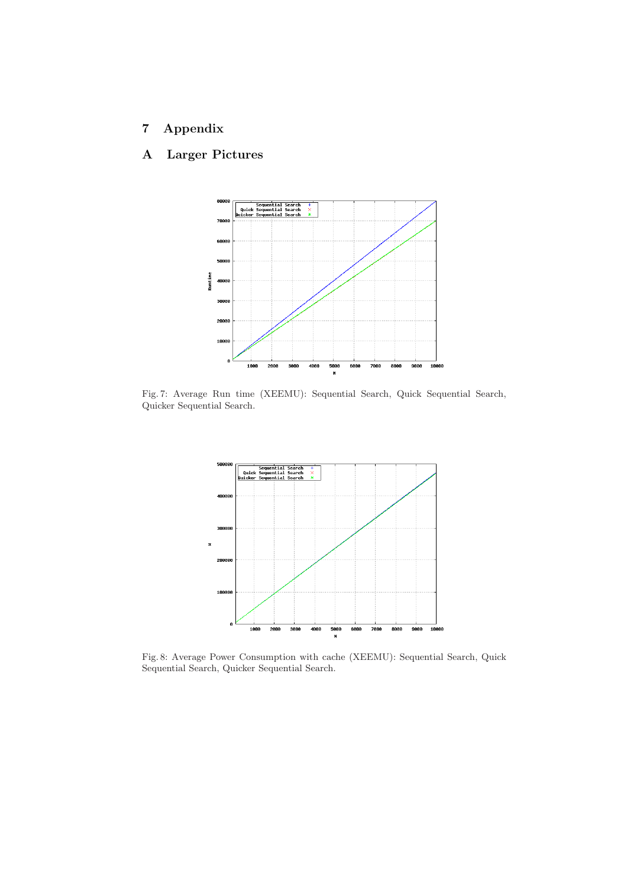# 7 Appendix

## A Larger Pictures

Fig. 7: Average Run time (XEEMU): Sequential Search, Quick Sequential Search, Quicker Sequential Search.

Fig. 8: Average Power Consumption with cache (XEEMU): Sequential Search, Quick Sequential Search, Quicker Sequential Search.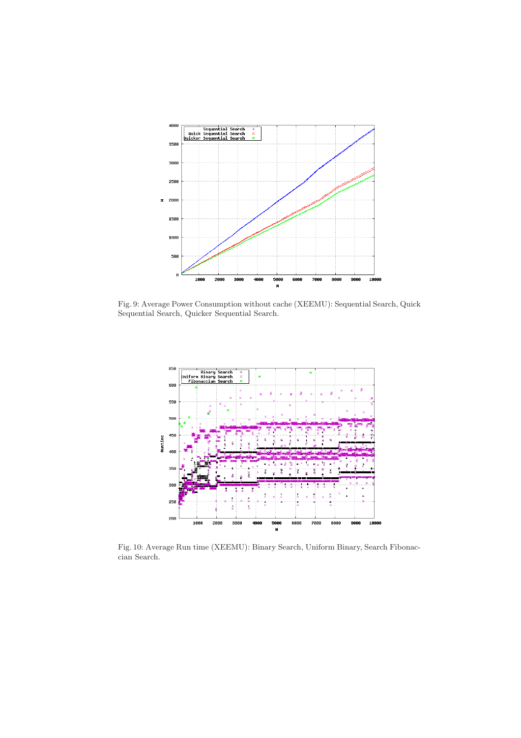Fig. 9: Average Power Consumption without cache (XEEMU): Sequential Search, Quick Sequential Search, Quicker Sequential Search.

Fig. 10: Average Run time (XEEMU): Binary Search, Uniform Binary, Search Fibonaccian Search.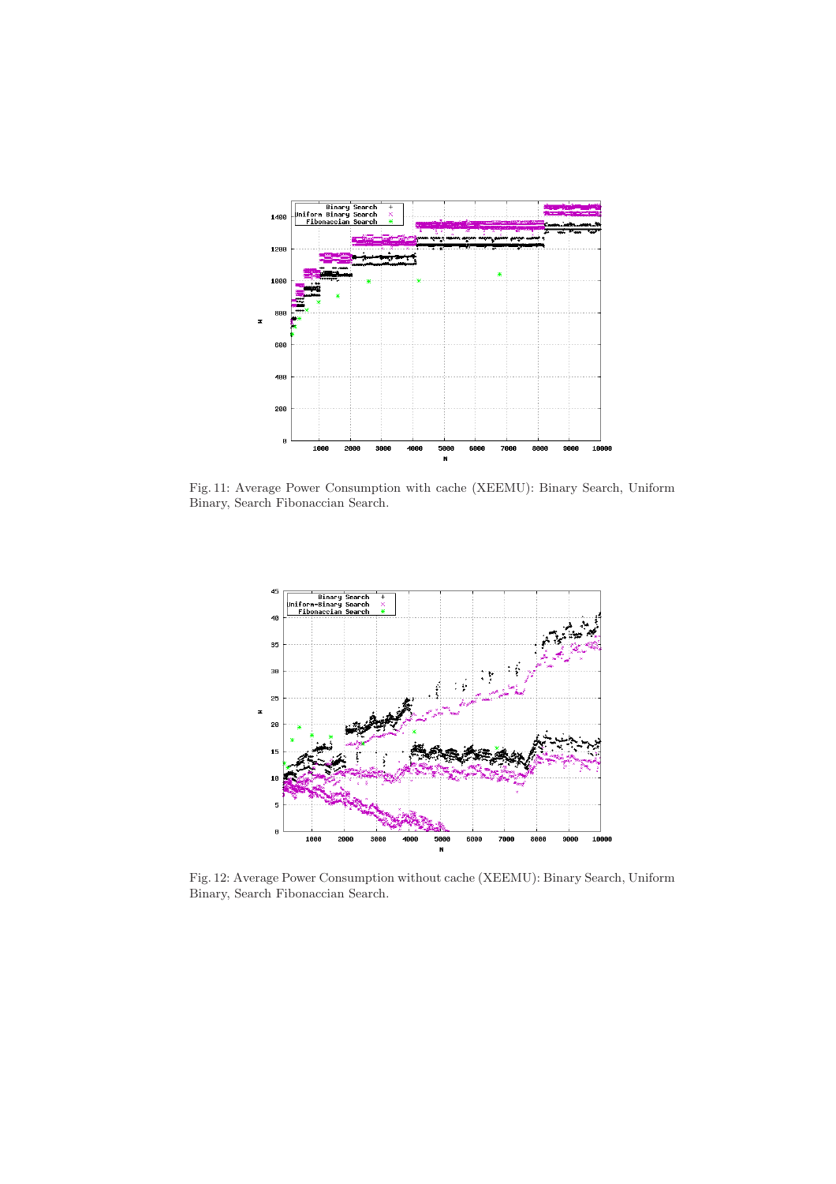Fig. 11: Average Power Consumption with cache (XEEMU): Binary Search, Uniform Binary, Search Fibonaccian Search.

Fig. 12: Average Power Consumption without cache (XEEMU): Binary Search, Uniform Binary, Search Fibonaccian Search.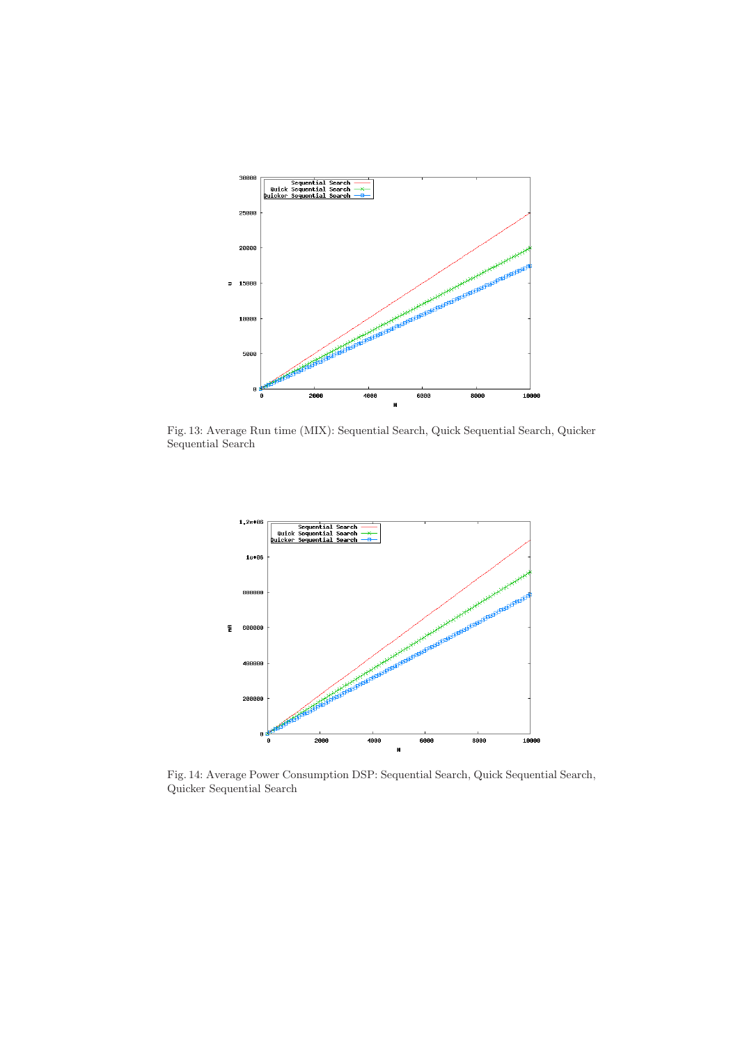Fig. 13: Average Run time (MIX): Sequential Search, Quick Sequential Search, Quicker Sequential Search

Fig. 14: Average Power Consumption DSP: Sequential Search, Quick Sequential Search, Quicker Sequential Search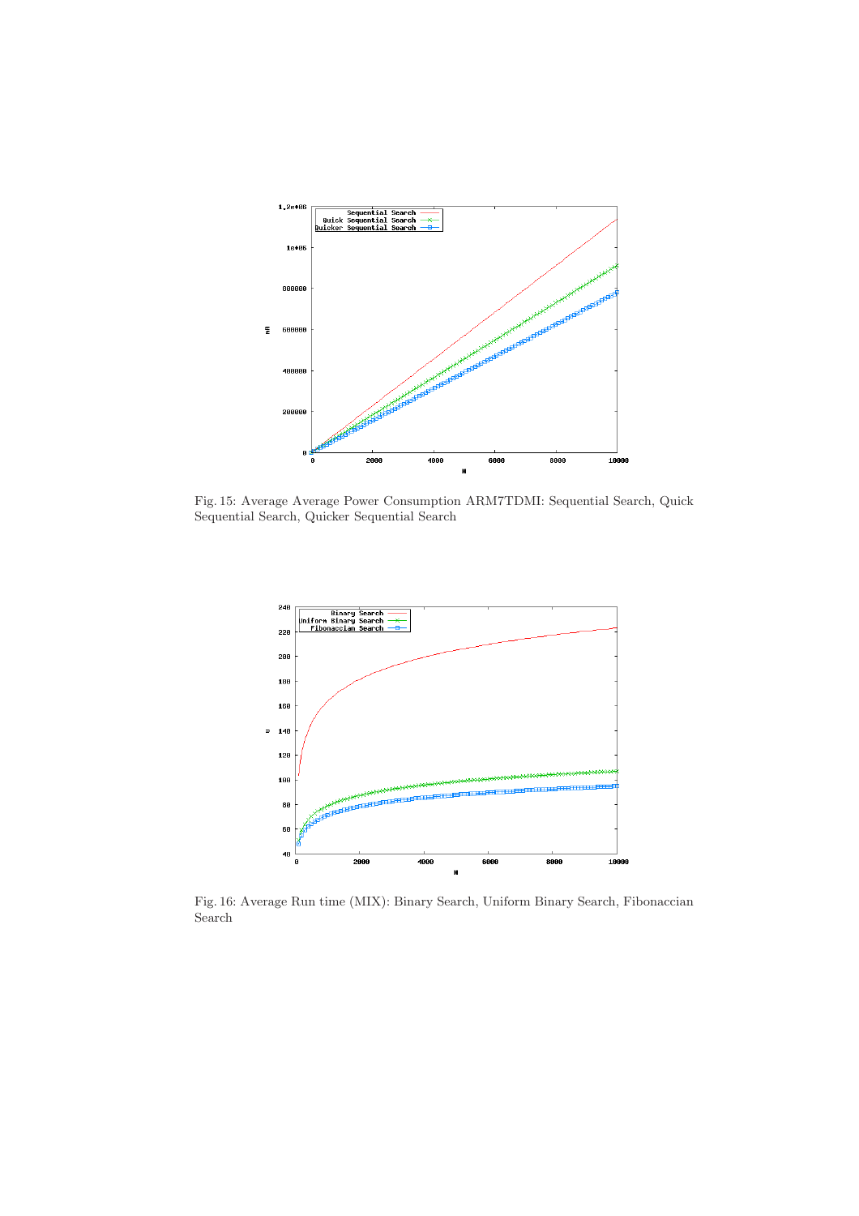Fig. 15: Average Average Power Consumption ARM7TDMI: Sequential Search, Quick Sequential Search, Quicker Sequential Search

Fig. 16: Average Run time (MIX): Binary Search, Uniform Binary Search, Fibonaccian Search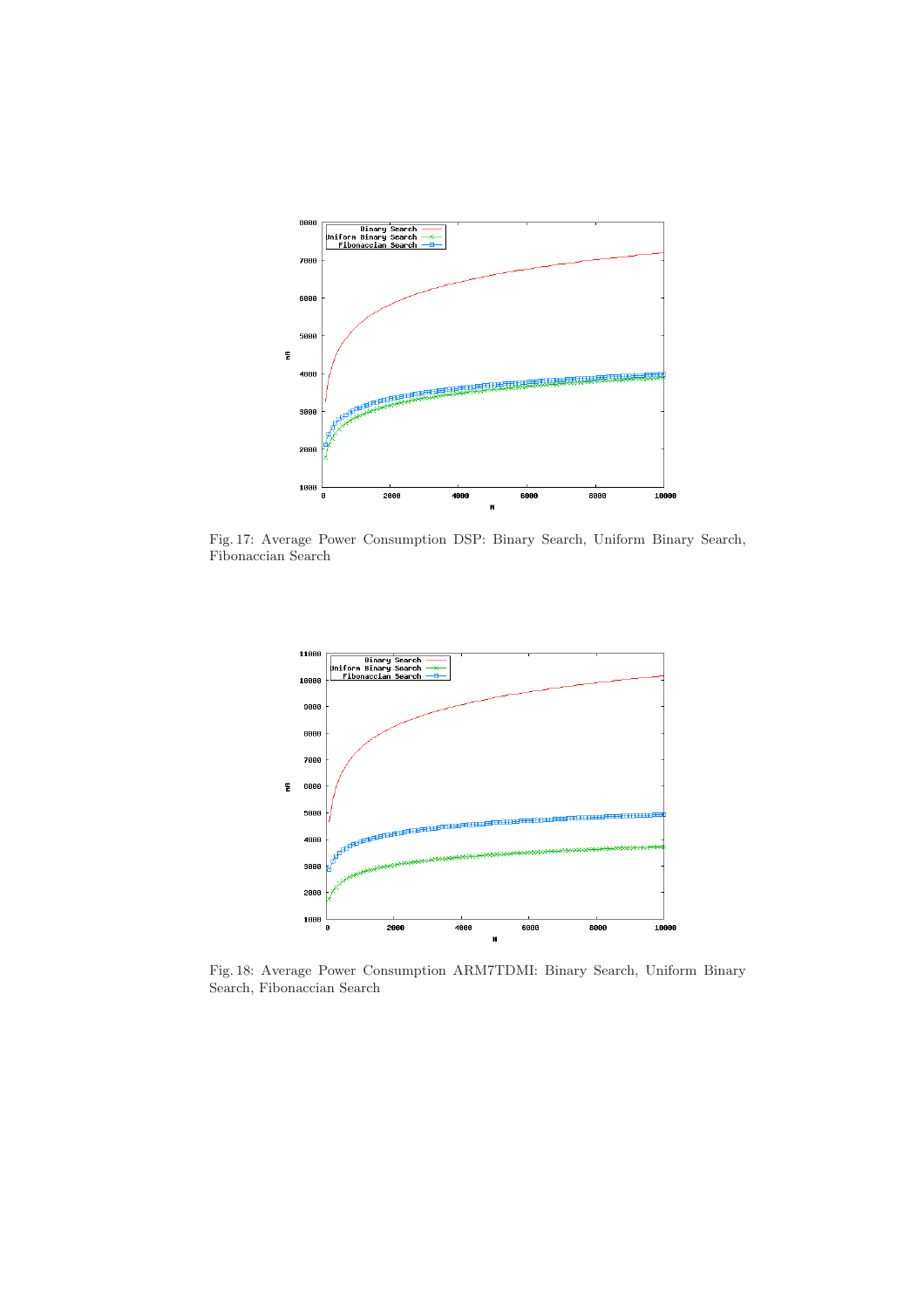Fig. 17: Average Power Consumption DSP: Binary Search, Uniform Binary Search, Fibonaccian Search

Fig. 18: Average Power Consumption ARM7TDMI: Binary Search, Uniform Binary Search, Fibonaccian Search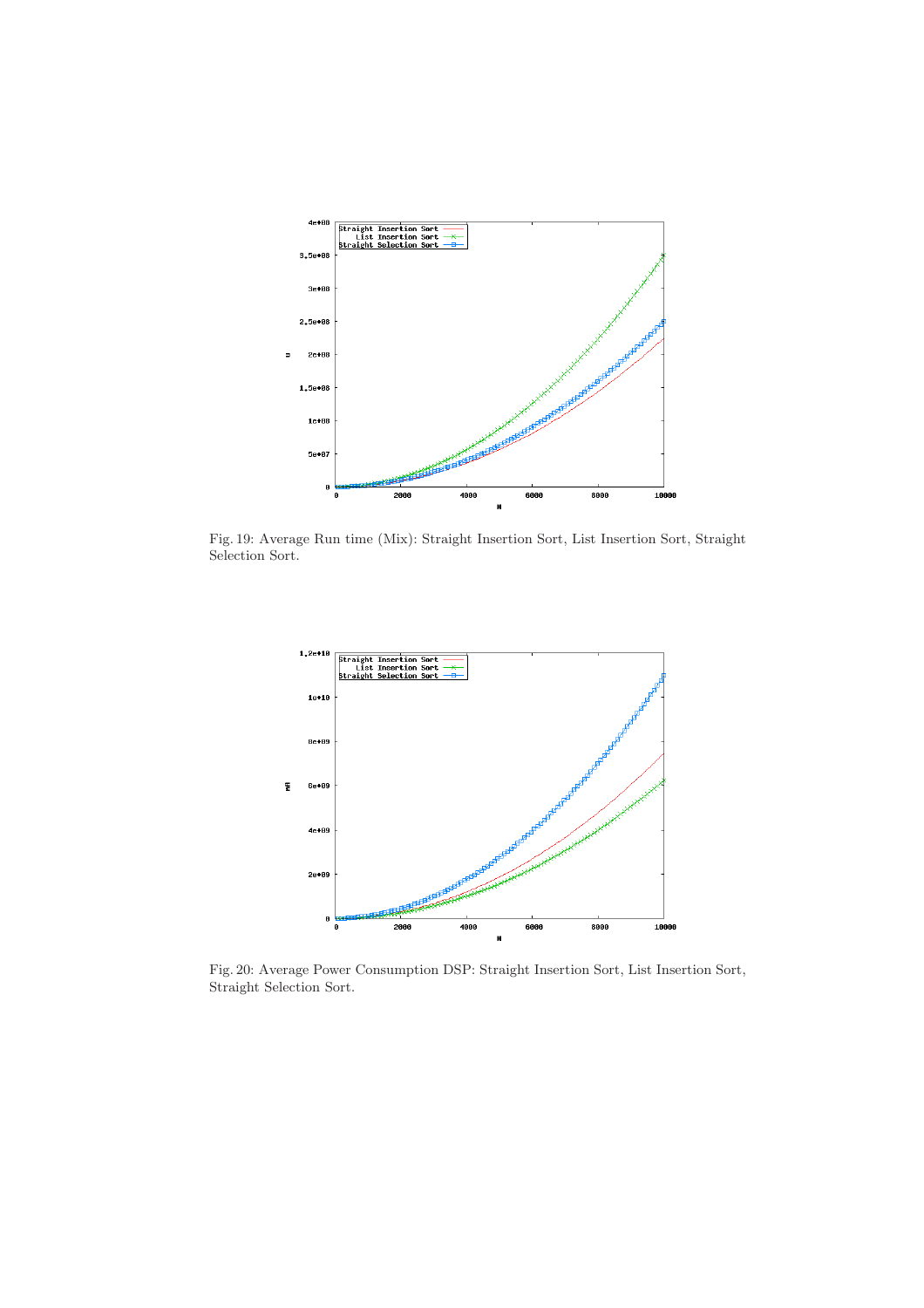Fig. 19: Average Run time (Mix): Straight Insertion Sort, List Insertion Sort, Straight Selection Sort.

Fig. 20: Average Power Consumption DSP: Straight Insertion Sort, List Insertion Sort, Straight Selection Sort.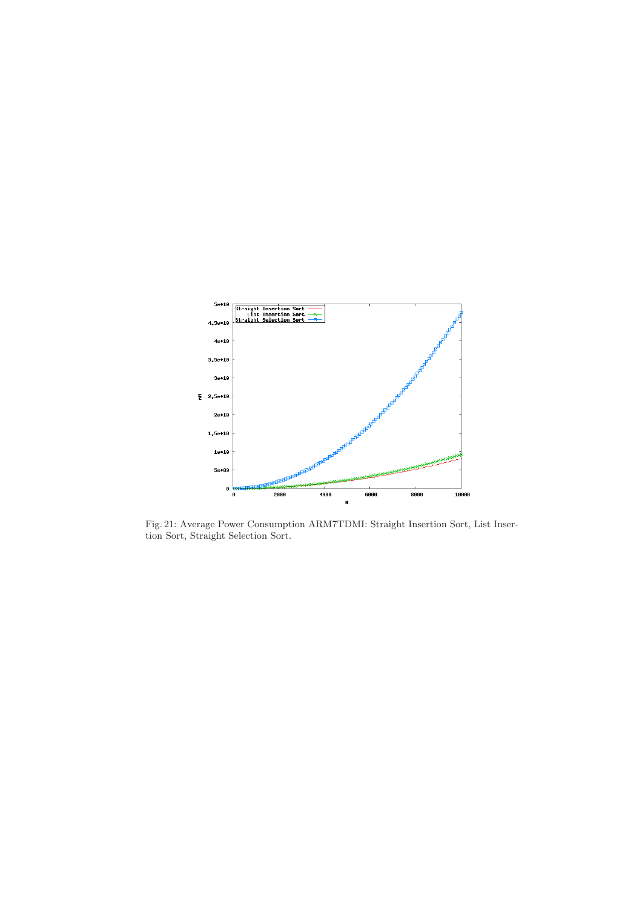Fig. 21: Average Power Consumption ARM7TDMI: Straight Insertion Sort, List Insertion Sort, Straight Selection Sort.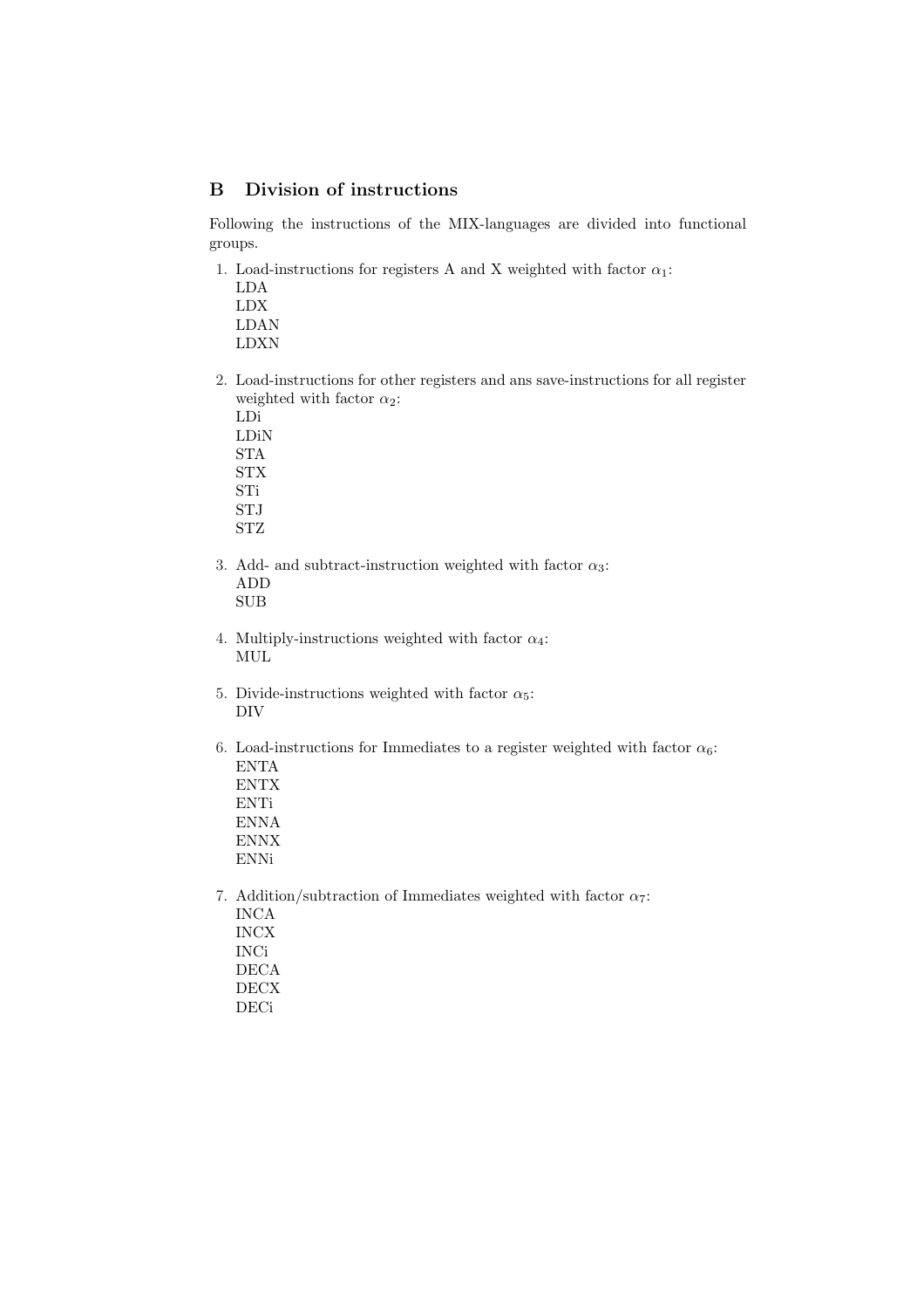## B Division of instructions

Following the instructions of the MIX-languages are divided into functional groups.

1. Load-instructions for registers A and X weighted with factor $\alpha_1$:
   LDA
   LDX
   LDAN
   LDXN

2. Load-instructions for other registers and ans save-instructions for all register weighted with factor $\alpha_2$:
   LDi
   LDiN
   STA
   STX
   STi
   STJ
   STZ

3. Add- and subtract-instruction weighted with factor $\alpha_3$:
   ADD
   SUB

4. Multiply-instructions weighted with factor $\alpha_4$:
   MUL

5. Divide-instructions weighted with factor $\alpha_5$:
   DIV

6. Load-instructions for Immediates to a register weighted with factor $\alpha_6$:
   ENTA
   ENTX
   ENTi
   ENNA
   ENNX
   ENNi

7. Addition/subtraction of Immediates weighted with factor $\alpha_7$:
   INCA
   INCX
   INCi
   DECA
   DECX
   DECi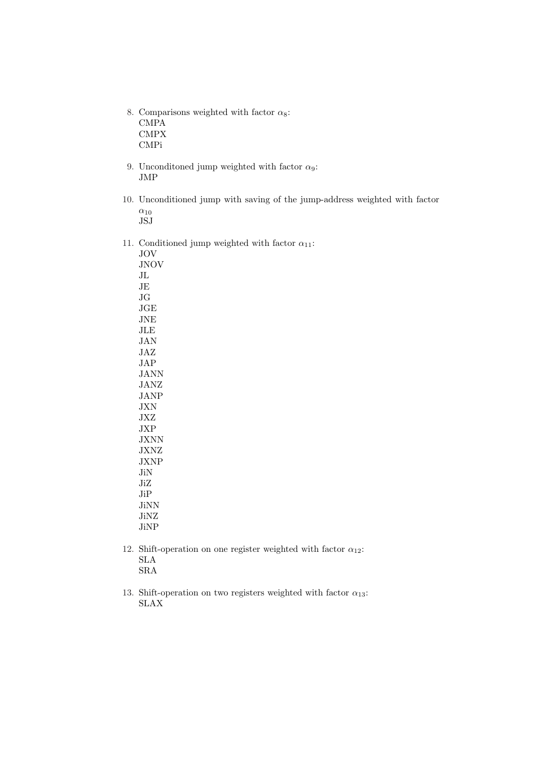8. Comparisons weighted with factor $\alpha_8$:
   CMPA
   CMPX
   CMPi

9. Unconditoned jump weighted with factor $\alpha_9$:
   JMP

10. Unconditioned jump with saving of the jump-address weighted with factor $\alpha_{10}$
    JSJ

11. Conditioned jump weighted with factor $\alpha_{11}$:
    JOV
    JNOV
    JL
    JE
    JG
    JGE
    JNE
    JLE
    JAN
    JAZ
    JAP
    JANN
    JANZ
    JANP
    JXN
    JXZ
    JXP
    JXNN
    JXNZ
    JXNP
    JiN
    JiZ
    JiP
    JiNN
    JiNZ
    JiNP

12. Shift-operation on one register weighted with factor $\alpha_{12}$:
    SLA
    SRA

13. Shift-operation on two registers weighted with factor $\alpha_{13}$:
    SLAX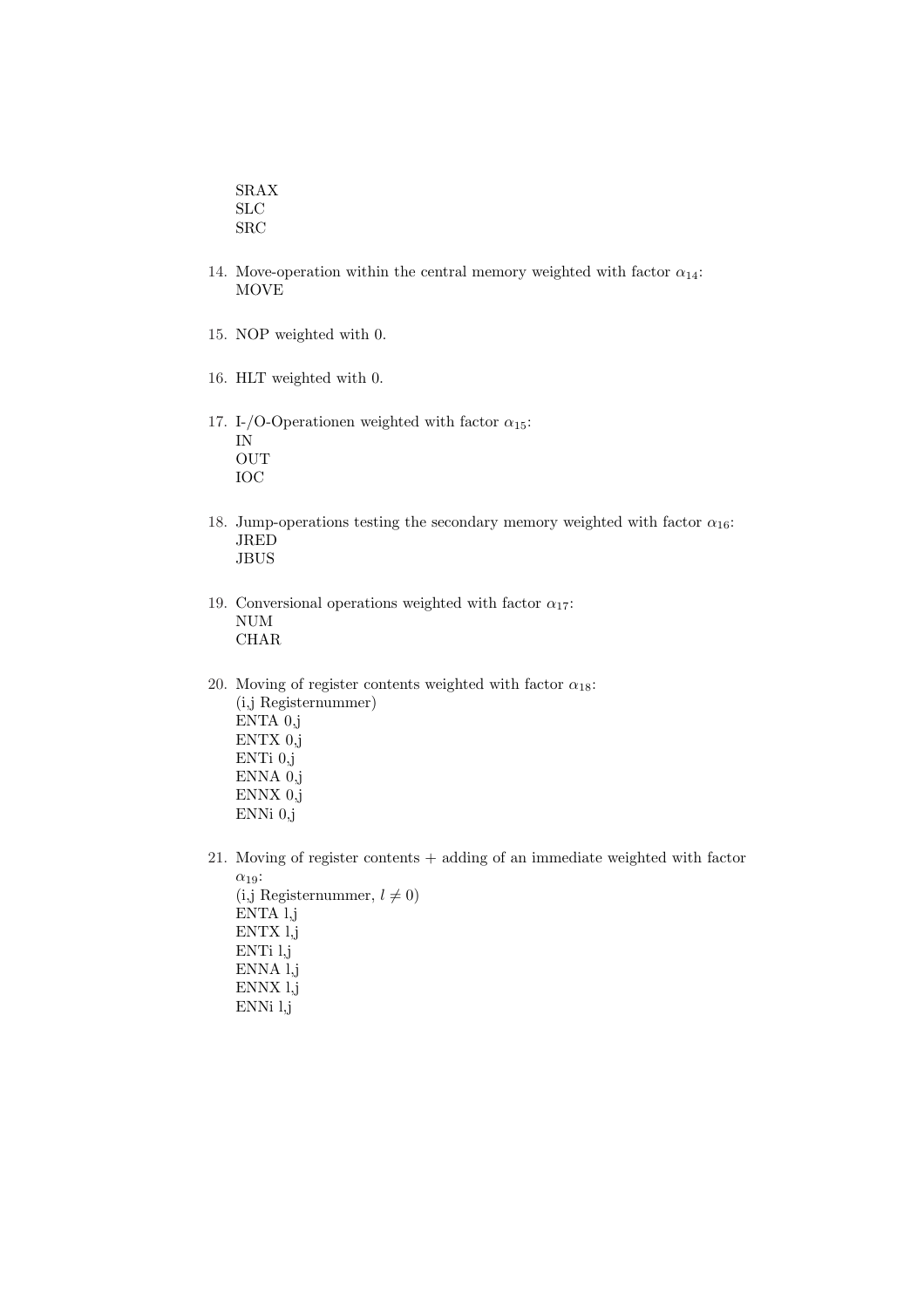SRAX  
SLC  
SRC

14. Move-operation within the central memory weighted with factor $\alpha_{14}$:  
MOVE

15. NOP weighted with 0.

16. HLT weighted with 0.

17. I-/O-Operationen weighted with factor $\alpha_{15}$:  
IN  
OUT  
IOC

18. Jump-operations testing the secondary memory weighted with factor $\alpha_{16}$:  
JRED  
JBUS

19. Conversional operations weighted with factor $\alpha_{17}$:  
NUM  
CHAR

20. Moving of register contents weighted with factor $\alpha_{18}$:  
(i,j Registernummer)  
ENTA 0,j  
ENTX 0,j  
ENTi 0,j  
ENNA 0,j  
ENNX 0,j  
ENNi 0,j

21. Moving of register contents + adding of an immediate weighted with factor $\alpha_{19}$:  
(i,j Registernummer, $l \neq 0$)  
ENTA l,j  
ENTX l,j  
ENTi l,j  
ENNA l,j  
ENNX l,j  
ENNi l,j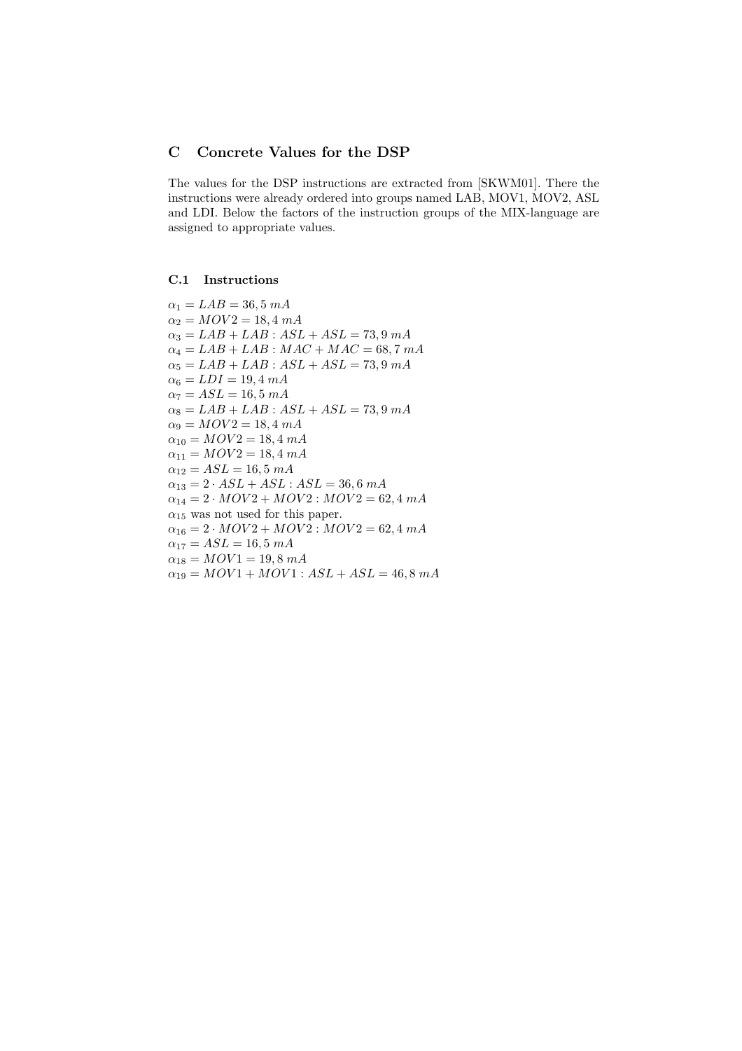## C Concrete Values for the DSP

The values for the DSP instructions are extracted from [SKWM01]. There the instructions were already ordered into groups named LAB, MOV1, MOV2, ASL and LDI. Below the factors of the instruction groups of the MIX-language are assigned to appropriate values.

### C.1 Instructions

$\alpha_1 = LAB = 36,5\ mA$
$\alpha_2 = MOV2 = 18,4\ mA$
$\alpha_3 = LAB + LAB : ASL + ASL = 73,9\ mA$
$\alpha_4 = LAB + LAB : MAC + MAC = 68,7\ mA$
$\alpha_5 = LAB + LAB : ASL + ASL = 73,9\ mA$
$\alpha_6 = LDI = 19,4\ mA$
$\alpha_7 = ASL = 16,5\ mA$
$\alpha_8 = LAB + LAB : ASL + ASL = 73,9\ mA$
$\alpha_9 = MOV2 = 18,4\ mA$
$\alpha_{10} = MOV2 = 18,4\ mA$
$\alpha_{11} = MOV2 = 18,4\ mA$
$\alpha_{12} = ASL = 16,5\ mA$
$\alpha_{13} = 2 \cdot ASL + ASL : ASL = 36,6\ mA$
$\alpha_{14} = 2 \cdot MOV2 + MOV2 : MOV2 = 62,4\ mA$
$\alpha_{15}$ was not used for this paper.
$\alpha_{16} = 2 \cdot MOV2 + MOV2 : MOV2 = 62,4\ mA$
$\alpha_{17} = ASL = 16,5\ mA$
$\alpha_{18} = MOV1 = 19,8\ mA$
$\alpha_{19} = MOV1 + MOV1 : ASL + ASL = 46,8\ mA$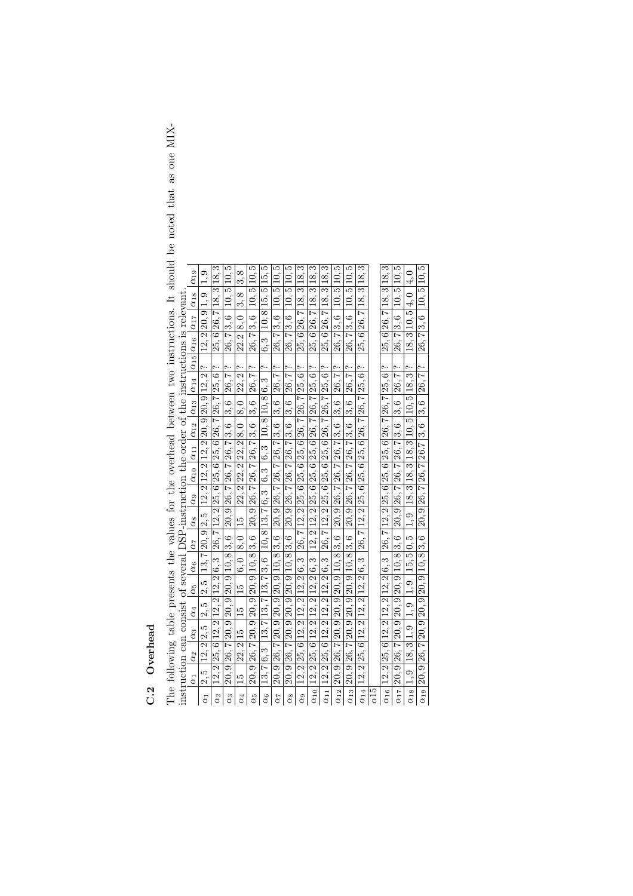### C.2 Overhead

The following table presents the values for the overhead between two instructions. It should be noted that as one MIX-instruction can consist of several DSP-instruction the order of the instructions is relevant.

| | $\alpha_1$ | $\alpha_2$ | $\alpha_3$ | $\alpha_4$ | $\alpha_5$ | $\alpha_6$ | $\alpha_7$ | $\alpha_8$ | $\alpha_9$ | $\alpha_{10}$ | $\alpha_{11}$ | $\alpha_{12}$ | $\alpha_{13}$ | $\alpha_{14}$ | $\alpha_{15}$ | $\alpha_{16}$ | $\alpha_{17}$ | $\alpha_{18}$ | $\alpha_{19}$ |
|---|---|---|---|---|---|---|---|---|---|---|---|---|---|---|---|---|---|---|---|
| $\alpha_1$ | 2,5 | 12,2 | 2,5 | 2,5 | 2,5 | 13,7 | 20,9 | 2,5 | 12,2 | 12,2 | 12,2 | 20,9 | 20,9 | 12,2 | ? | 12,2 | 20,9 | 1,9 | 1,9 |
| $\alpha_2$ | 12,2 | 25,6 | 12,2 | 12,2 | 12,2 | 6,3 | 26,7 | 12,2 | 25,6 | 25,6 | 25,6 | 26,7 | 26,7 | 25,6 | ? | 25,6 | 26,7 | 18,3 | 18,3 |
| $\alpha_3$ | 20,9 | 26,7 | 20,9 | 20,9 | 20,9 | 10,8 | 3,6 | 20,9 | 26,7 | 26,7 | 26,7 | 3,6 | 3,6 | 26,7 | ? | 26,7 | 3,6 | 10,5 | 10,5 |
| $\alpha_4$ | 15 | 22,2 | 15 | 15 | 15 | 6,0 | 8,0 | 15 | 22,2 | 22,2 | 22,2 | 8,0 | 8,0 | 22,2 | ? | 22,2 | 8,0 | 3,8 | 3,8 |
| $\alpha_5$ | 20,9 | 26,7 | 20,9 | 20,9 | 20,9 | 10,8 | 3,6 | 20,9 | 26,7 | 26,7 | 26,7 | 3,6 | 3,6 | 26,7 | ? | 26,7 | 3,6 | 10,5 | 10,5 |
| $\alpha_6$ | 13,7 | 6,3 | 13,7 | 13,7 | 13,7 | 3,6 | 10,8 | 13,7 | 6,3 | 6,3 | 6,3 | 10,8 | 10,8 | 6,3 | ? | 6,3 | 10,8 | 15,5 | 15,5 |
| $\alpha_7$ | 20,9 | 26,7 | 20,9 | 20,9 | 20,9 | 10,8 | 3,6 | 20,9 | 26,7 | 26,7 | 26,7 | 3,6 | 3,6 | 26,7 | ? | 26,7 | 3,6 | 10,5 | 10,5 |
| $\alpha_8$ | 20,9 | 26,7 | 20,9 | 20,9 | 20,9 | 10,8 | 3,6 | 20,9 | 26,7 | 26,7 | 26,7 | 3,6 | 3,6 | 26,7 | ? | 26,7 | 3,6 | 10,5 | 10,5 |
| $\alpha_9$ | 12,2 | 25,6 | 12,2 | 12,2 | 12,2 | 6,3 | 26,7 | 12,2 | 25,6 | 25,6 | 25,6 | 26,7 | 26,7 | 25,6 | ? | 25,6 | 26,7 | 18,3 | 18,3 |
| $\alpha_{10}$ | 12,2 | 25,6 | 12,2 | 12,2 | 12,2 | 6,3 | 12,2 | 12,2 | 25,6 | 25,6 | 25,6 | 26,7 | 26,7 | 25,6 | ? | 25,6 | 26,7 | 18,3 | 18,3 |
| $\alpha_{11}$ | 12,2 | 25,6 | 12,2 | 12,2 | 12,2 | 6,3 | 26,7 | 12,2 | 25,6 | 25,6 | 25,6 | 26,7 | 26,7 | 25,6 | ? | 25,6 | 26,7 | 18,3 | 18,3 |
| $\alpha_{12}$ | 20,9 | 26,7 | 20,9 | 20,9 | 20,9 | 10,8 | 3,6 | 20,9 | 26,7 | 26,7 | 26,7 | 3,6 | 3,6 | 26,7 | ? | 26,7 | 3,6 | 10,5 | 10,5 |
| $\alpha_{13}$ | 20,9 | 26,7 | 20,9 | 20,9 | 20,9 | 10,8 | 3,6 | 20,9 | 26,7 | 26,7 | 26,7 | 3,6 | 3,6 | 26,7 | ? | 26,7 | 3,6 | 10,5 | 10,5 |
| $\alpha_{14}$ | 12,2 | 25,6 | 12,2 | 12,2 | 12,2 | 6,3 | 26,7 | 12,2 | 25,6 | 25,6 | 25,6 | 26,7 | 26,7 | 25,6 | ? | 25,6 | 26,7 | 18,3 | 18,3 |
| $\alpha_{15}$ | | | | | | | | | | | | | | | | | | | |
| $\alpha_{16}$ | 12,2 | 25,6 | 12,2 | 12,2 | 12,2 | 6,3 | 26,7 | 12,2 | 25,6 | 25,6 | 25,6 | 26,7 | 26,7 | 25,6 | ? | 25,6 | 26,7 | 18,3 | 18,3 |
| $\alpha_{17}$ | 20,9 | 26,7 | 20,9 | 20,9 | 20,9 | 10,8 | 3,6 | 20,9 | 26,7 | 26,7 | 26,7 | 3,6 | 3,6 | 26,7 | ? | 26,7 | 3,6 | 10,5 | 10,5 |
| $\alpha_{18}$ | 1,9 | 18,3 | 1,9 | 1,9 | 1,9 | 15,5 | 0,5 | 1,9 | 18,3 | 18,3 | 18,3 | 10,5 | 10,5 | 18,3 | ? | 18,3 | 10,5 | 4,0 | 4,0 |
| $\alpha_{19}$ | 20,9 | 26,7 | 20,9 | 20,9 | 20,9 | 10,8 | 3,6 | 20,9 | 26,7 | 26,7 | 26,7 | 3,6 | 3,6 | 26,7 | ? | 26,7 | 3,6 | 10,5 | 10,5 |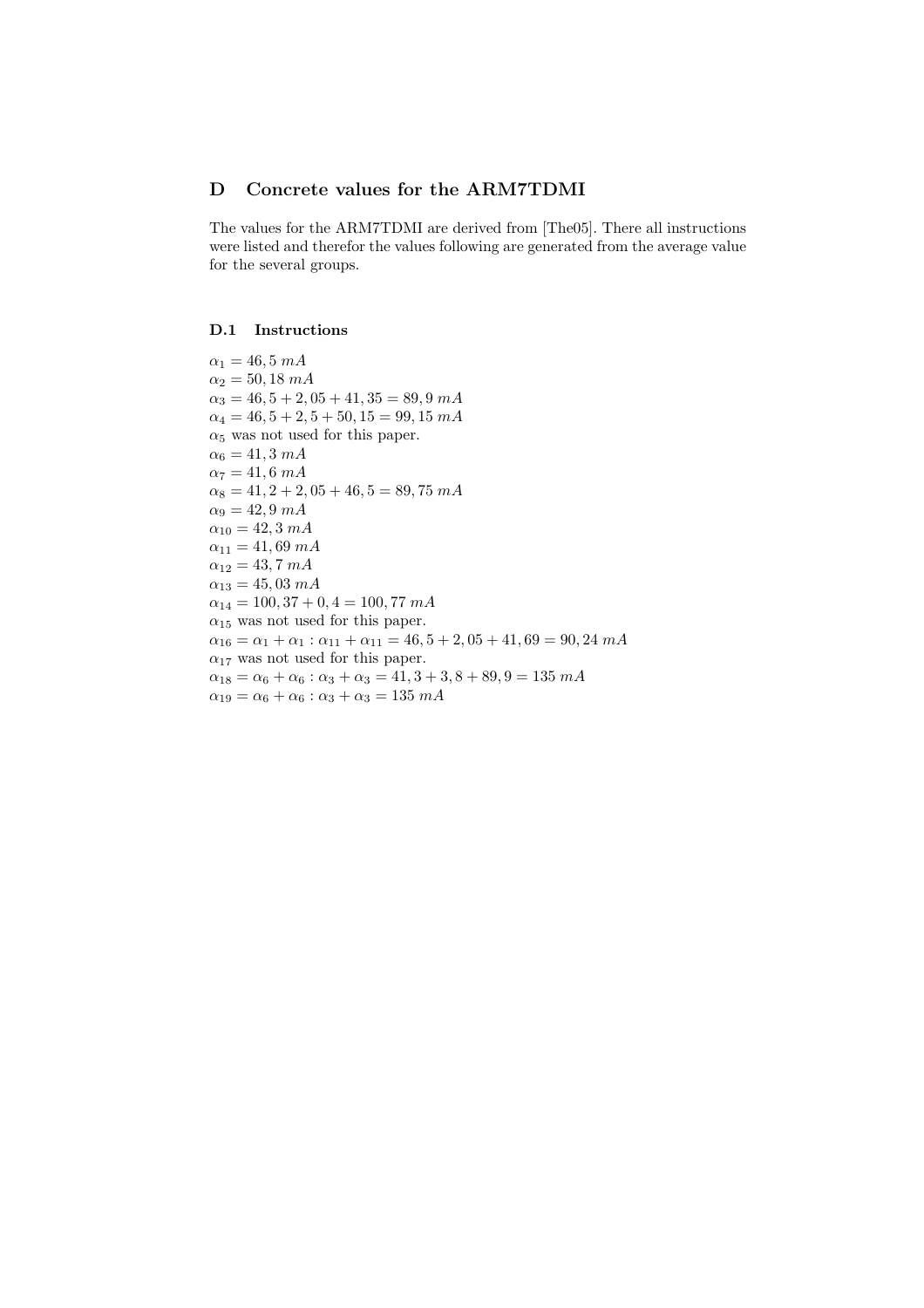## D Concrete values for the ARM7TDMI

The values for the ARM7TDMI are derived from [The05]. There all instructions were listed and therefor the values following are generated from the average value for the several groups.

### D.1 Instructions

$\alpha_1 = 46,5\ mA$  
$\alpha_2 = 50,18\ mA$  
$\alpha_3 = 46,5 + 2,05 + 41,35 = 89,9\ mA$  
$\alpha_4 = 46,5 + 2,5 + 50,15 = 99,15\ mA$  
$\alpha_5$ was not used for this paper.  
$\alpha_6 = 41,3\ mA$  
$\alpha_7 = 41,6\ mA$  
$\alpha_8 = 41,2 + 2,05 + 46,5 = 89,75\ mA$  
$\alpha_9 = 42,9\ mA$  
$\alpha_{10} = 42,3\ mA$  
$\alpha_{11} = 41,69\ mA$  
$\alpha_{12} = 43,7\ mA$  
$\alpha_{13} = 45,03\ mA$  
$\alpha_{14} = 100,37 + 0,4 = 100,77\ mA$  
$\alpha_{15}$ was not used for this paper.  
$\alpha_{16} = \alpha_1 + \alpha_1 : \alpha_{11} + \alpha_{11} = 46,5 + 2,05 + 41,69 = 90,24\ mA$  
$\alpha_{17}$ was not used for this paper.  
$\alpha_{18} = \alpha_6 + \alpha_6 : \alpha_3 + \alpha_3 = 41,3 + 3,8 + 89,9 = 135\ mA$  
$\alpha_{19} = \alpha_6 + \alpha_6 : \alpha_3 + \alpha_3 = 135\ mA$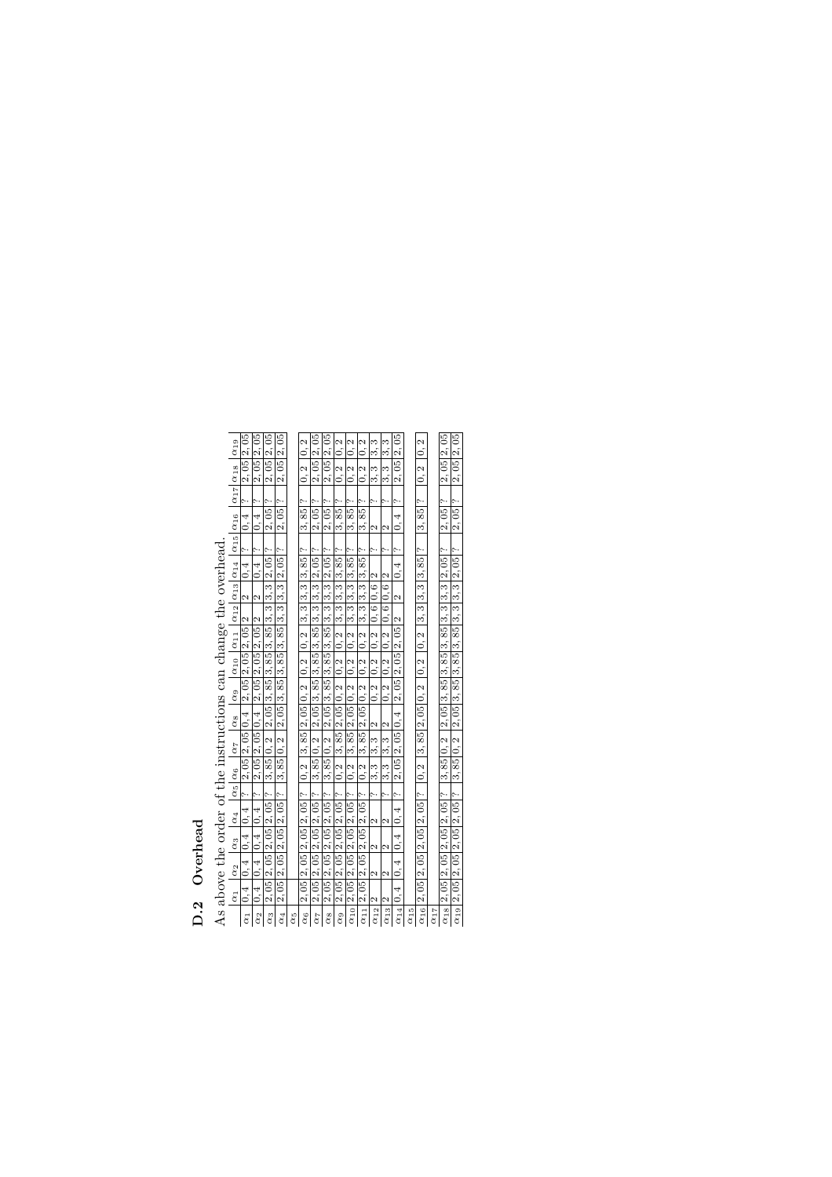## D.2 Overhead

As above the order of the instructions can change the overhead.

| | $\alpha_1$ | $\alpha_2$ | $\alpha_3$ | $\alpha_4$ | $\alpha_5$ | $\alpha_6$ | $\alpha_7$ | $\alpha_8$ | $\alpha_9$ | $\alpha_{10}$ | $\alpha_{11}$ | $\alpha_{12}$ | $\alpha_{13}$ | $\alpha_{14}$ | $\alpha_{15}$ | $\alpha_{16}$ | $\alpha_{17}$ | $\alpha_{18}$ | $\alpha_{19}$ |
|---|---|---|---|---|---|---|---|---|---|---|---|---|---|---|---|---|---|---|---|
| $\alpha_1$ | 0,4 | 0,4 | 0,4 | 0,4 | ? | 2,05 | 2,05 | 0,4 | 2,05 | 2,05 | 2,05 | 2 | | 0,4 | ? | 0,4 | ? | 2,05 | 2,05 |
| $\alpha_2$ | 0,4 | 0,4 | 0,4 | 0,4 | ? | 2,05 | 2,05 | 0,4 | 2,05 | 2,05 | 2,05 | 2 | | 0,4 | ? | 0,4 | ? | 2,05 | 2,05 |
| $\alpha_3$ | 2,05 | 2,05 | 2,05 | 2,05 | ? | 3,85 | 0,2 | | 2,05 | 3,85 | 3,85 | 3,3 | 3,3 | 2,05 | ? | 2,05 | ? | 2,05 | 2,05 |
| $\alpha_4$ | 2,05 | 2,05 | 2,05 | 2,05 | ? | 3,85 | 0,2 | | 2,05 | 3,85 | 3,85 | 3,3 | 3,3 | 2,05 | ? | 2,05 | ? | 2,05 | 2,05 |
| $\alpha_5$ | | | | | | | | | | | | | | | | | | | |
| $\alpha_6$ | 2,05 | 2,05 | 2,05 | 2,05 | ? | 0,2 | 3,85 | 2,05 | 0,2 | 0,2 | 0,2 | 3,3 | 3,3 | 3,85 | ? | 3,85 | ? | 0,2 | 0,2 |
| $\alpha_7$ | 2,05 | 2,05 | 2,05 | 2,05 | ? | 3,85 | 0,2 | 2,05 | 3,85 | 3,85 | 3,85 | 3,3 | 3,3 | 2,05 | ? | 2,05 | ? | 2,05 | 2,05 |
| $\alpha_8$ | 2,05 | 2,05 | 2,05 | 2,05 | ? | 3,85 | 0,2 | | 2,05 | 3,85 | 3,85 | 3,3 | 3,3 | 2,05 | ? | 2,05 | ? | 2,05 | 2,05 |
| $\alpha_9$ | 2,05 | 2,05 | 2,05 | 2,05 | ? | 0,2 | 3,85 | 2,05 | 0,2 | 0,2 | 0,2 | 3,3 | 3,3 | 3,85 | ? | 3,85 | ? | 0,2 | 0,2 |
| $\alpha_{10}$ | 2,05 | 2,05 | 2,05 | 2,05 | ? | 0,2 | 3,85 | 2,05 | 0,2 | 0,2 | 0,2 | 3,3 | 3,3 | 3,85 | ? | 3,85 | ? | 0,2 | 0,2 |
| $\alpha_{11}$ | 2,05 | 2,05 | 2,05 | 2,05 | ? | 0,2 | 3,85 | 2,05 | 0,2 | 0,2 | 0,2 | 3,3 | 3,3 | 3,85 | ? | 3,85 | ? | 0,2 | 0,2 |
| $\alpha_{12}$ | 2 | | 2 | | ? | 3,3 | 3,3 | 2 | | 0,2 | 0,2 | 0,6 | 0,6 | 2 | ? | 2 | ? | 3,3 | 3,3 |
| $\alpha_{13}$ | 2 | | 2 | | ? | 3,3 | 3,3 | 2 | | 0,2 | 0,2 | 0,6 | 0,6 | 2 | ? | 2 | ? | 3,3 | 3,3 |
| $\alpha_{14}$ | 0,4 | 0,4 | 0,4 | 0,4 | ? | 2,05 | 2,05 | 0,4 | 2,05 | 2,05 | 2,05 | 2 | | 0,4 | ? | 0,4 | ? | 2,05 | 2,05 |
| $\alpha_{15}$ | | | | | | | | | | | | | | | | | | | |
| $\alpha_{16}$ | 2,05 | 2,05 | 2,05 | 2,05 | ? | 0,2 | 3,85 | 2,05 | 0,2 | 0,2 | 0,2 | 3,3 | 3,3 | 3,85 | ? | 3,85 | ? | 0,2 | 0,2 |
| $\alpha_{17}$ | | | | | | | | | | | | | | | | | | | |
| $\alpha_{18}$ | 2,05 | 2,05 | 2,05 | 2,05 | ? | 3,85 | 0,2 | | 2,05 | 3,85 | 3,85 | 3,3 | 3,3 | 2,05 | ? | 2,05 | ? | 2,05 | 2,05 |
| $\alpha_{19}$ | 2,05 | 2,05 | 2,05 | 2,05 | ? | 3,85 | 0,2 | | 2,05 | 3,85 | 3,85 | 3,3 | 3,3 | 2,05 | ? | 2,05 | ? | 2,05 | 2,05 |